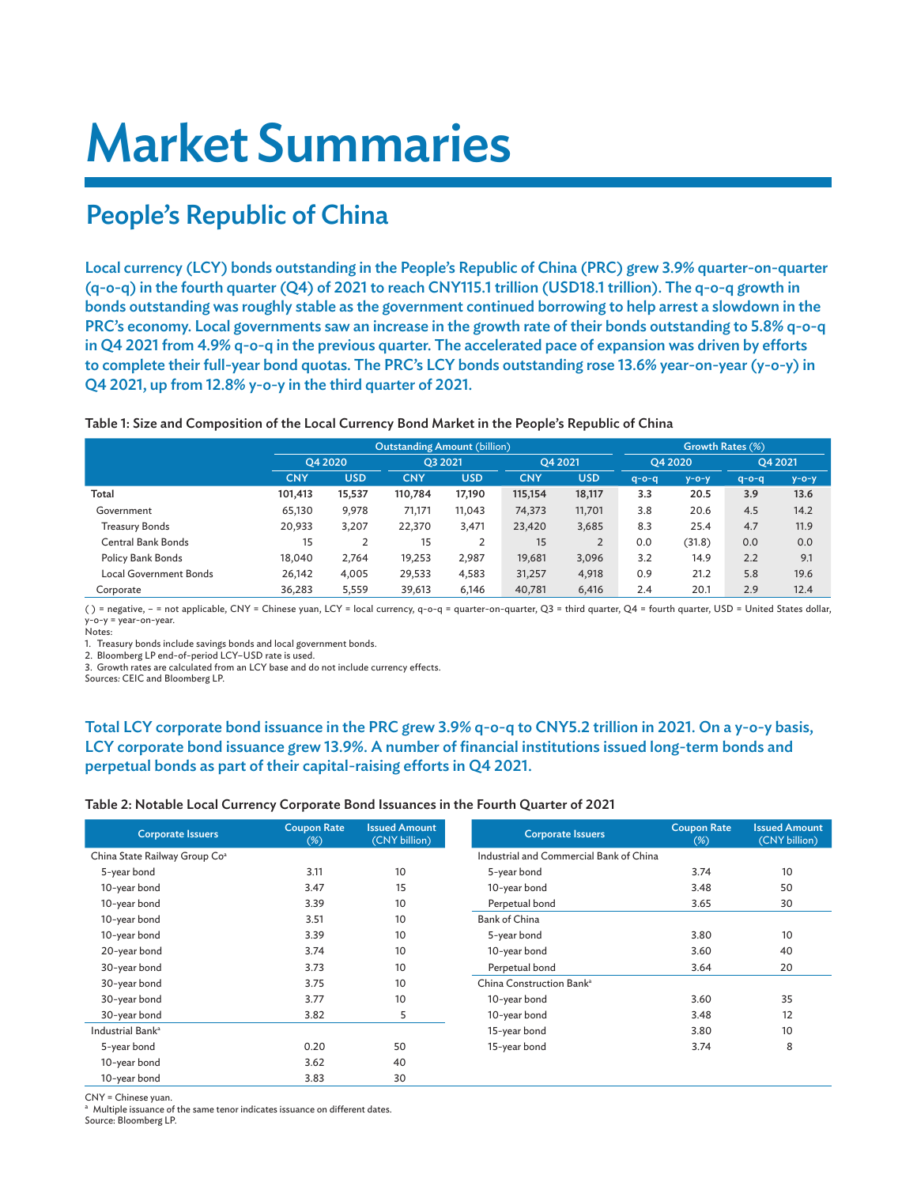# Market Summaries

## People's Republic of China

**Local currency (LCY) bonds outstanding in the People's Republic of China (PRC) grew 3.9% quarter-on-quarter (q-o-q) in the fourth quarter (Q4) of 2021 to reach CNY115.1 trillion (USD18.1 trillion). The q-o-q growth in bonds outstanding was roughly stable as the government continued borrowing to help arrest a slowdown in the PRC's economy. Local governments saw an increase in the growth rate of their bonds outstanding to 5.8% q-o-q in Q4 2021 from 4.9% q-o-q in the previous quarter. The accelerated pace of expansion was driven by efforts to complete their full-year bond quotas. The PRC's LCY bonds outstanding rose 13.6% year-on-year (y-o-y) in Q4 2021, up from 12.8% y-o-y in the third quarter of 2021.**

**Table 1: Size and Composition of the Local Currency Bond Market in the People's Republic of China**

| | Outstanding Amount (billion) | | | | | | Growth Rates (%) | | | |
|---|---|---|---|---|---|---|---|---|---|---|
| | Q4 2020 | | Q3 2021 | | Q4 2021 | | Q4 2020 | | Q4 2021 | |
| | CNY | USD | CNY | USD | CNY | USD | q-o-q | y-o-y | q-o-q | y-o-y |
| **Total** | **101,413** | **15,537** | **110,784** | **17,190** | **115,154** | **18,117** | **3.3** | **20.5** | **3.9** | **13.6** |
| Government | 65,130 | 9,978 | 71,171 | 11,043 | 74,373 | 11,701 | 3.8 | 20.6 | 4.5 | 14.2 |
| Treasury Bonds | 20,933 | 3,207 | 22,370 | 3,471 | 23,420 | 3,685 | 8.3 | 25.4 | 4.7 | 11.9 |
| Central Bank Bonds | 15 | 2 | 15 | 2 | 15 | 2 | 0.0 | (31.8) | 0.0 | 0.0 |
| Policy Bank Bonds | 18,040 | 2,764 | 19,253 | 2,987 | 19,681 | 3,096 | 3.2 | 14.9 | 2.2 | 9.1 |
| Local Government Bonds | 26,142 | 4,005 | 29,533 | 4,583 | 31,257 | 4,918 | 0.9 | 21.2 | 5.8 | 19.6 |
| Corporate | 36,283 | 5,559 | 39,613 | 6,146 | 40,781 | 6,416 | 2.4 | 20.1 | 2.9 | 12.4 |

( ) = negative, – = not applicable, CNY = Chinese yuan, LCY = local currency, q-o-q = quarter-on-quarter, Q3 = third quarter, Q4 = fourth quarter, USD = United States dollar, y-o-y = year-on-year.

Notes:

1. Treasury bonds include savings bonds and local government bonds.
2. Bloomberg LP end-of-period LCY–USD rate is used.
3. Growth rates are calculated from an LCY base and do not include currency effects.

Sources: CEIC and Bloomberg LP.

**Total LCY corporate bond issuance in the PRC grew 3.9% q-o-q to CNY5.2 trillion in 2021. On a y-o-y basis, LCY corporate bond issuance grew 13.9%. A number of financial institutions issued long-term bonds and perpetual bonds as part of their capital-raising efforts in Q4 2021.**

**Table 2: Notable Local Currency Corporate Bond Issuances in the Fourth Quarter of 2021**

| Corporate Issuers | Coupon Rate (%) | Issued Amount (CNY billion) |
|---|---|---|
| China State Railway Group Co[a] | | |
| 5-year bond | 3.11 | 10 |
| 10-year bond | 3.47 | 15 |
| 10-year bond | 3.39 | 10 |
| 10-year bond | 3.51 | 10 |
| 10-year bond | 3.39 | 10 |
| 20-year bond | 3.74 | 10 |
| 30-year bond | 3.73 | 10 |
| 30-year bond | 3.75 | 10 |
| 30-year bond | 3.77 | 10 |
| 30-year bond | 3.82 | 5 |
| Industrial Bank[a] | | |
| 5-year bond | 0.20 | 50 |
| 10-year bond | 3.62 | 40 |
| 10-year bond | 3.83 | 30 |
| Industrial and Commercial Bank of China | | |
| 5-year bond | 3.74 | 10 |
| 10-year bond | 3.48 | 50 |
| Perpetual bond | 3.65 | 30 |
| Bank of China | | |
| 5-year bond | 3.80 | 10 |
| 10-year bond | 3.60 | 40 |
| Perpetual bond | 3.64 | 20 |
| China Construction Bank[a] | | |
| 10-year bond | 3.60 | 35 |
| 10-year bond | 3.48 | 12 |
| 15-year bond | 3.80 | 10 |
| 15-year bond | 3.74 | 8 |

CNY = Chinese yuan.

[a] Multiple issuance of the same tenor indicates issuance on different dates.

Source: Bloomberg LP.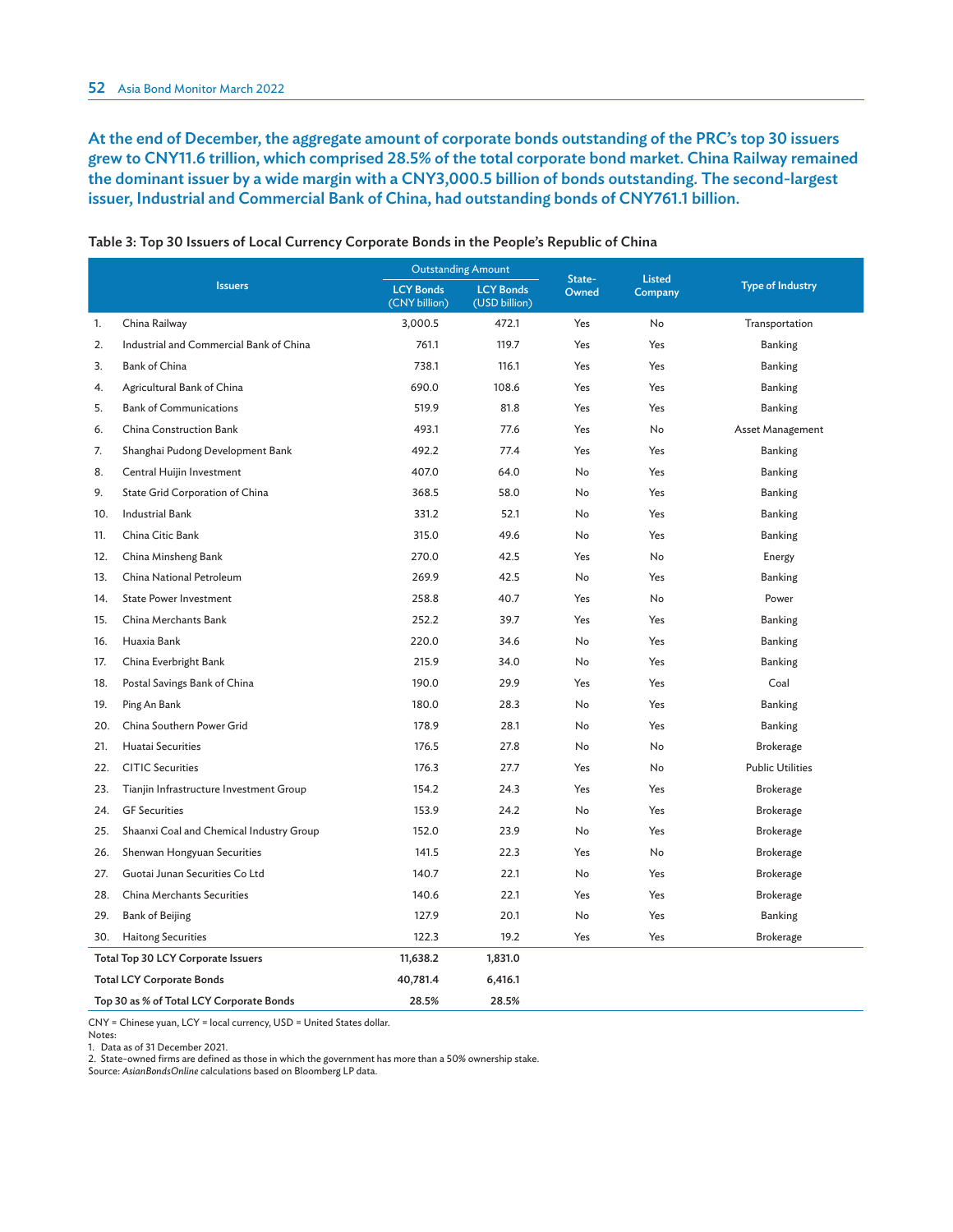**At the end of December, the aggregate amount of corporate bonds outstanding of the PRC's top 30 issuers grew to CNY11.6 trillion, which comprised 28.5% of the total corporate bond market. China Railway remained the dominant issuer by a wide margin with a CNY3,000.5 billion of bonds outstanding. The second-largest issuer, Industrial and Commercial Bank of China, had outstanding bonds of CNY761.1 billion.**

**Table 3: Top 30 Issuers of Local Currency Corporate Bonds in the People's Republic of China**

| | Issuers | Outstanding Amount | | State-Owned | Listed Company | Type of Industry |
|---|---|---|---|---|---|---|
| | | LCY Bonds (CNY billion) | LCY Bonds (USD billion) | | | |
| 1. | China Railway | 3,000.5 | 472.1 | Yes | No | Transportation |
| 2. | Industrial and Commercial Bank of China | 761.1 | 119.7 | Yes | Yes | Banking |
| 3. | Bank of China | 738.1 | 116.1 | Yes | Yes | Banking |
| 4. | Agricultural Bank of China | 690.0 | 108.6 | Yes | Yes | Banking |
| 5. | Bank of Communications | 519.9 | 81.8 | Yes | Yes | Banking |
| 6. | China Construction Bank | 493.1 | 77.6 | Yes | No | Asset Management |
| 7. | Shanghai Pudong Development Bank | 492.2 | 77.4 | Yes | Yes | Banking |
| 8. | Central Huijin Investment | 407.0 | 64.0 | No | Yes | Banking |
| 9. | State Grid Corporation of China | 368.5 | 58.0 | No | Yes | Banking |
| 10. | Industrial Bank | 331.2 | 52.1 | No | Yes | Banking |
| 11. | China Citic Bank | 315.0 | 49.6 | No | Yes | Banking |
| 12. | China Minsheng Bank | 270.0 | 42.5 | Yes | No | Energy |
| 13. | China National Petroleum | 269.9 | 42.5 | No | Yes | Banking |
| 14. | State Power Investment | 258.8 | 40.7 | Yes | No | Power |
| 15. | China Merchants Bank | 252.2 | 39.7 | Yes | Yes | Banking |
| 16. | Huaxia Bank | 220.0 | 34.6 | No | Yes | Banking |
| 17. | China Everbright Bank | 215.9 | 34.0 | No | Yes | Banking |
| 18. | Postal Savings Bank of China | 190.0 | 29.9 | Yes | Yes | Coal |
| 19. | Ping An Bank | 180.0 | 28.3 | No | Yes | Banking |
| 20. | China Southern Power Grid | 178.9 | 28.1 | No | Yes | Banking |
| 21. | Huatai Securities | 176.5 | 27.8 | No | No | Brokerage |
| 22. | CITIC Securities | 176.3 | 27.7 | Yes | No | Public Utilities |
| 23. | Tianjin Infrastructure Investment Group | 154.2 | 24.3 | Yes | Yes | Brokerage |
| 24. | GF Securities | 153.9 | 24.2 | No | Yes | Brokerage |
| 25. | Shaanxi Coal and Chemical Industry Group | 152.0 | 23.9 | No | Yes | Brokerage |
| 26. | Shenwan Hongyuan Securities | 141.5 | 22.3 | Yes | No | Brokerage |
| 27. | Guotai Junan Securities Co Ltd | 140.7 | 22.1 | No | Yes | Brokerage |
| 28. | China Merchants Securities | 140.6 | 22.1 | Yes | Yes | Brokerage |
| 29. | Bank of Beijing | 127.9 | 20.1 | No | Yes | Banking |
| 30. | Haitong Securities | 122.3 | 19.2 | Yes | Yes | Brokerage |
| **Total Top 30 LCY Corporate Issuers** | | **11,638.2** | **1,831.0** | | | |
| **Total LCY Corporate Bonds** | | **40,781.4** | **6,416.1** | | | |
| **Top 30 as % of Total LCY Corporate Bonds** | | **28.5%** | **28.5%** | | | |

CNY = Chinese yuan, LCY = local currency, USD = United States dollar.
Notes:
1. Data as of 31 December 2021.
2. State-owned firms are defined as those in which the government has more than a 50% ownership stake.
Source: *AsianBondsOnline* calculations based on Bloomberg LP data.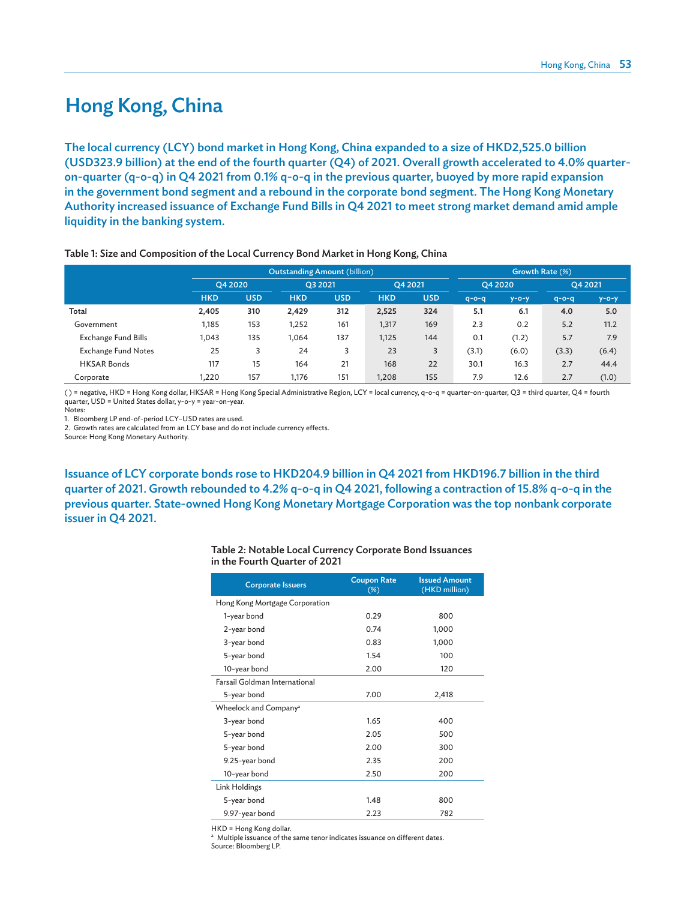# Hong Kong, China

**The local currency (LCY) bond market in Hong Kong, China expanded to a size of HKD2,525.0 billion (USD323.9 billion) at the end of the fourth quarter (Q4) of 2021. Overall growth accelerated to 4.0% quarter-on-quarter (q-o-q) in Q4 2021 from 0.1% q-o-q in the previous quarter, buoyed by more rapid expansion in the government bond segment and a rebound in the corporate bond segment. The Hong Kong Monetary Authority increased issuance of Exchange Fund Bills in Q4 2021 to meet strong market demand amid ample liquidity in the banking system.**

**Table 1: Size and Composition of the Local Currency Bond Market in Hong Kong, China**

| | Outstanding Amount (billion) | | | | | | Growth Rate (%) | | | |
|---|---|---|---|---|---|---|---|---|---|---|
| | Q4 2020 | | Q3 2021 | | Q4 2021 | | Q4 2020 | | Q4 2021 | |
| | HKD | USD | HKD | USD | HKD | USD | q-o-q | y-o-y | q-o-q | y-o-y |
| **Total** | **2,405** | **310** | **2,429** | **312** | **2,525** | **324** | **5.1** | **6.1** | **4.0** | **5.0** |
| Government | 1,185 | 153 | 1,252 | 161 | 1,317 | 169 | 2.3 | 0.2 | 5.2 | 11.2 |
| Exchange Fund Bills | 1,043 | 135 | 1,064 | 137 | 1,125 | 144 | 0.1 | (1.2) | 5.7 | 7.9 |
| Exchange Fund Notes | 25 | 3 | 24 | 3 | 23 | 3 | (3.1) | (6.0) | (3.3) | (6.4) |
| HKSAR Bonds | 117 | 15 | 164 | 21 | 168 | 22 | 30.1 | 16.3 | 2.7 | 44.4 |
| Corporate | 1,220 | 157 | 1,176 | 151 | 1,208 | 155 | 7.9 | 12.6 | 2.7 | (1.0) |

( ) = negative, HKD = Hong Kong dollar, HKSAR = Hong Kong Special Administrative Region, LCY = local currency, q-o-q = quarter-on-quarter, Q3 = third quarter, Q4 = fourth quarter, USD = United States dollar, y-o-y = year-on-year.
Notes:
1. Bloomberg LP end-of-period LCY–USD rates are used.
2. Growth rates are calculated from an LCY base and do not include currency effects.
Source: Hong Kong Monetary Authority.

**Issuance of LCY corporate bonds rose to HKD204.9 billion in Q4 2021 from HKD196.7 billion in the third quarter of 2021. Growth rebounded to 4.2% q-o-q in Q4 2021, following a contraction of 15.8% q-o-q in the previous quarter. State-owned Hong Kong Monetary Mortgage Corporation was the top nonbank corporate issuer in Q4 2021.**

**Table 2: Notable Local Currency Corporate Bond Issuances in the Fourth Quarter of 2021**

| Corporate Issuers | Coupon Rate (%) | Issued Amount (HKD million) |
|---|---|---|
| Hong Kong Mortgage Corporation | | |
| 1-year bond | 0.29 | 800 |
| 2-year bond | 0.74 | 1,000 |
| 3-year bond | 0.83 | 1,000 |
| 5-year bond | 1.54 | 100 |
| 10-year bond | 2.00 | 120 |
| Farsail Goldman International | | |
| 5-year bond | 7.00 | 2,418 |
| Wheelock and Company[a] | | |
| 3-year bond | 1.65 | 400 |
| 5-year bond | 2.05 | 500 |
| 5-year bond | 2.00 | 300 |
| 9.25-year bond | 2.35 | 200 |
| 10-year bond | 2.50 | 200 |
| Link Holdings | | |
| 5-year bond | 1.48 | 800 |
| 9.97-year bond | 2.23 | 782 |

HKD = Hong Kong dollar.
[a] Multiple issuance of the same tenor indicates issuance on different dates.
Source: Bloomberg LP.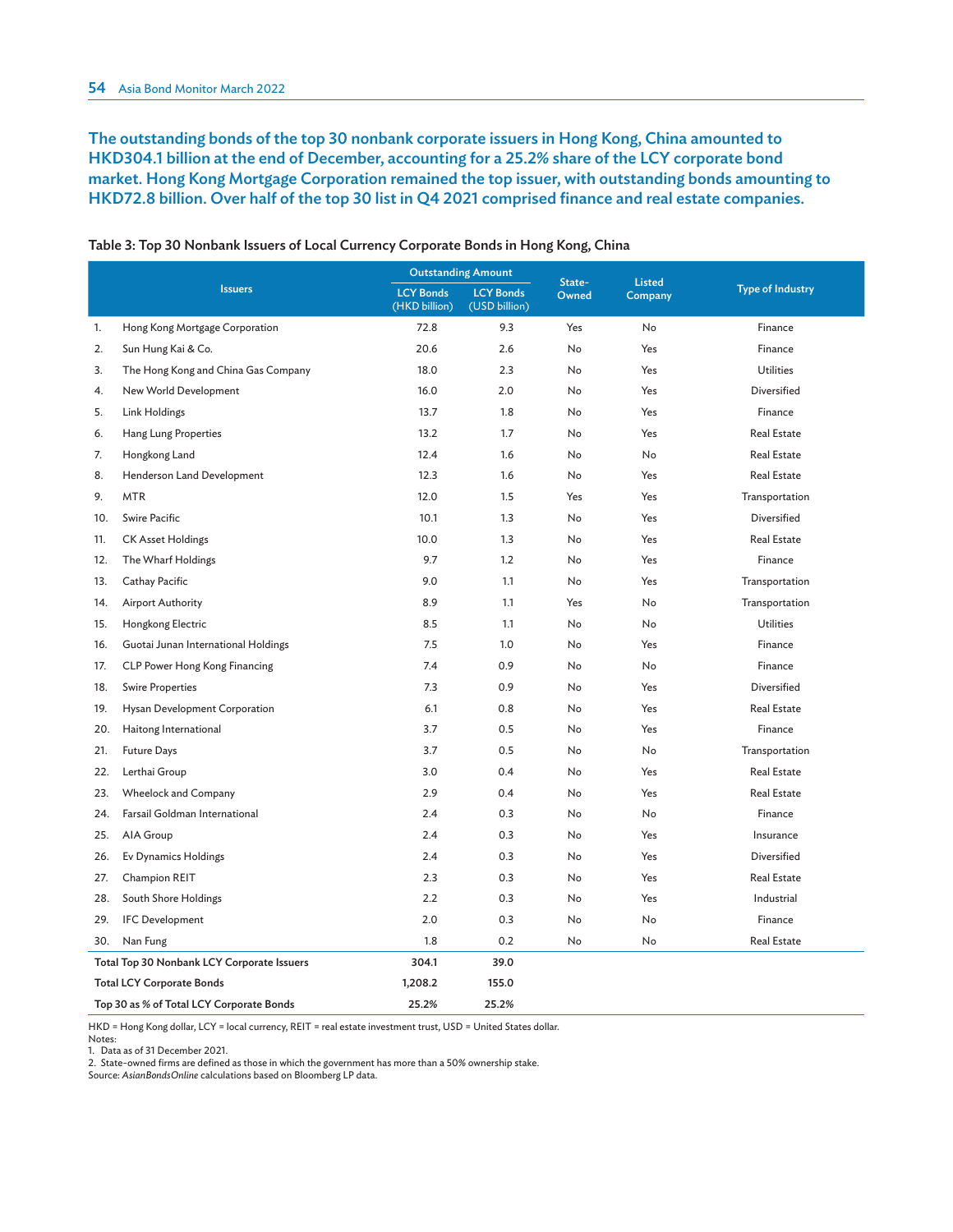**The outstanding bonds of the top 30 nonbank corporate issuers in Hong Kong, China amounted to HKD304.1 billion at the end of December, accounting for a 25.2% share of the LCY corporate bond market. Hong Kong Mortgage Corporation remained the top issuer, with outstanding bonds amounting to HKD72.8 billion. Over half of the top 30 list in Q4 2021 comprised finance and real estate companies.**

**Table 3: Top 30 Nonbank Issuers of Local Currency Corporate Bonds in Hong Kong, China**

| Issuers | Outstanding Amount | | State-Owned | Listed Company | Type of Industry |
|---|---|---|---|---|---|
| | LCY Bonds (HKD billion) | LCY Bonds (USD billion) | | | |
| 1. Hong Kong Mortgage Corporation | 72.8 | 9.3 | Yes | No | Finance |
| 2. Sun Hung Kai & Co. | 20.6 | 2.6 | No | Yes | Finance |
| 3. The Hong Kong and China Gas Company | 18.0 | 2.3 | No | Yes | Utilities |
| 4. New World Development | 16.0 | 2.0 | No | Yes | Diversified |
| 5. Link Holdings | 13.7 | 1.8 | No | Yes | Finance |
| 6. Hang Lung Properties | 13.2 | 1.7 | No | Yes | Real Estate |
| 7. Hongkong Land | 12.4 | 1.6 | No | No | Real Estate |
| 8. Henderson Land Development | 12.3 | 1.6 | No | Yes | Real Estate |
| 9. MTR | 12.0 | 1.5 | Yes | Yes | Transportation |
| 10. Swire Pacific | 10.1 | 1.3 | No | Yes | Diversified |
| 11. CK Asset Holdings | 10.0 | 1.3 | No | Yes | Real Estate |
| 12. The Wharf Holdings | 9.7 | 1.2 | No | Yes | Finance |
| 13. Cathay Pacific | 9.0 | 1.1 | No | Yes | Transportation |
| 14. Airport Authority | 8.9 | 1.1 | Yes | No | Transportation |
| 15. Hongkong Electric | 8.5 | 1.1 | No | No | Utilities |
| 16. Guotai Junan International Holdings | 7.5 | 1.0 | No | Yes | Finance |
| 17. CLP Power Hong Kong Financing | 7.4 | 0.9 | No | No | Finance |
| 18. Swire Properties | 7.3 | 0.9 | No | Yes | Diversified |
| 19. Hysan Development Corporation | 6.1 | 0.8 | No | Yes | Real Estate |
| 20. Haitong International | 3.7 | 0.5 | No | Yes | Finance |
| 21. Future Days | 3.7 | 0.5 | No | No | Transportation |
| 22. Lerthai Group | 3.0 | 0.4 | No | Yes | Real Estate |
| 23. Wheelock and Company | 2.9 | 0.4 | No | Yes | Real Estate |
| 24. Farsail Goldman International | 2.4 | 0.3 | No | No | Finance |
| 25. AIA Group | 2.4 | 0.3 | No | Yes | Insurance |
| 26. Ev Dynamics Holdings | 2.4 | 0.3 | No | Yes | Diversified |
| 27. Champion REIT | 2.3 | 0.3 | No | Yes | Real Estate |
| 28. South Shore Holdings | 2.2 | 0.3 | No | Yes | Industrial |
| 29. IFC Development | 2.0 | 0.3 | No | No | Finance |
| 30. Nan Fung | 1.8 | 0.2 | No | No | Real Estate |
| **Total Top 30 Nonbank LCY Corporate Issuers** | **304.1** | **39.0** | | | |
| **Total LCY Corporate Bonds** | **1,208.2** | **155.0** | | | |
| **Top 30 as % of Total LCY Corporate Bonds** | **25.2%** | **25.2%** | | | |

HKD = Hong Kong dollar, LCY = local currency, REIT = real estate investment trust, USD = United States dollar.

Notes:

1. Data as of 31 December 2021.
2. State-owned firms are defined as those in which the government has more than a 50% ownership stake.

Source: *AsianBondsOnline* calculations based on Bloomberg LP data.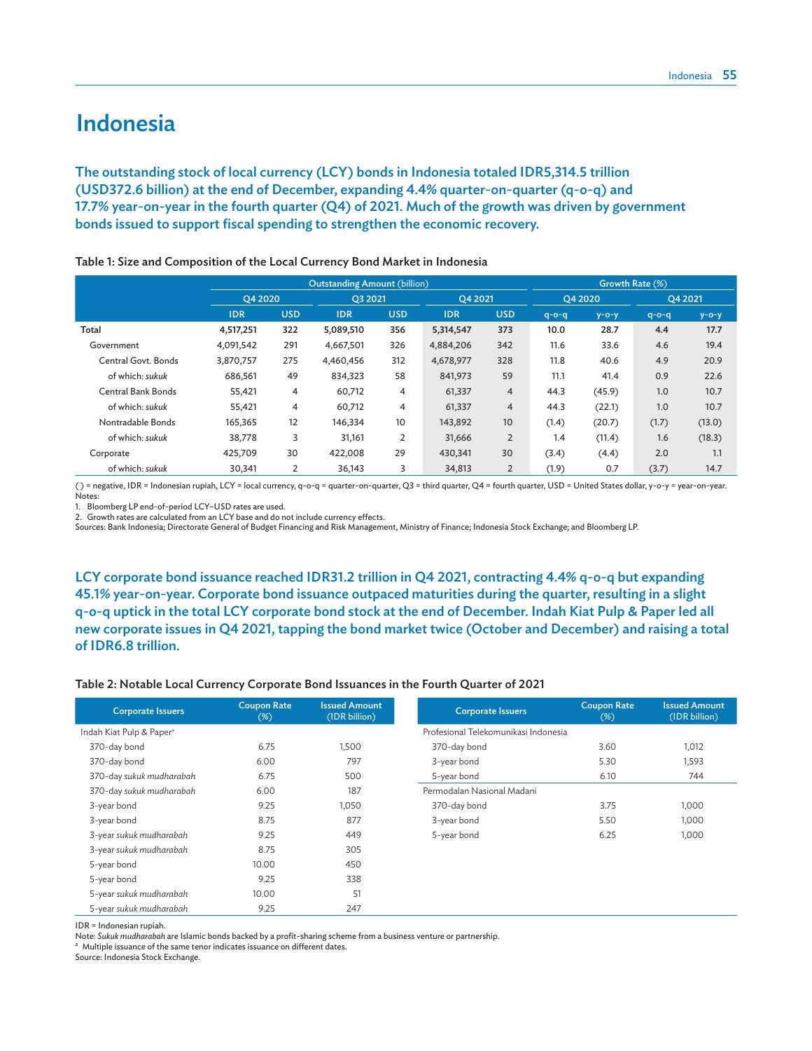# Indonesia

**The outstanding stock of local currency (LCY) bonds in Indonesia totaled IDR5,314.5 trillion (USD372.6 billion) at the end of December, expanding 4.4% quarter-on-quarter (q-o-q) and 17.7% year-on-year in the fourth quarter (Q4) of 2021. Much of the growth was driven by government bonds issued to support fiscal spending to strengthen the economic recovery.**

**Table 1: Size and Composition of the Local Currency Bond Market in Indonesia**

| | Outstanding Amount (billion) | | | | | | Growth Rate (%) | | | |
|---|---|---|---|---|---|---|---|---|---|---|
| | Q4 2020 | | Q3 2021 | | Q4 2021 | | Q4 2020 | | Q4 2021 | |
| | IDR | USD | IDR | USD | IDR | USD | q-o-q | y-o-y | q-o-q | y-o-y |
| **Total** | **4,517,251** | **322** | **5,089,510** | **356** | **5,314,547** | **373** | **10.0** | **28.7** | **4.4** | **17.7** |
| Government | 4,091,542 | 291 | 4,667,501 | 326 | 4,884,206 | 342 | 11.6 | 33.6 | 4.6 | 19.4 |
| Central Govt. Bonds | 3,870,757 | 275 | 4,460,456 | 312 | 4,678,977 | 328 | 11.8 | 40.6 | 4.9 | 20.9 |
| of which: *sukuk* | 686,561 | 49 | 834,323 | 58 | 841,973 | 59 | 11.1 | 41.4 | 0.9 | 22.6 |
| Central Bank Bonds | 55,421 | 4 | 60,712 | 4 | 61,337 | 4 | 44.3 | (45.9) | 1.0 | 10.7 |
| of which: *sukuk* | 55,421 | 4 | 60,712 | 4 | 61,337 | 4 | 44.3 | (22.1) | 1.0 | 10.7 |
| Nontradable Bonds | 165,365 | 12 | 146,334 | 10 | 143,892 | 10 | (1.4) | (20.7) | (1.7) | (13.0) |
| of which: *sukuk* | 38,778 | 3 | 31,161 | 2 | 31,666 | 2 | 1.4 | (11.4) | 1.6 | (18.3) |
| Corporate | 425,709 | 30 | 422,008 | 29 | 430,341 | 30 | (3.4) | (4.4) | 2.0 | 1.1 |
| of which: *sukuk* | 30,341 | 2 | 36,143 | 3 | 34,813 | 2 | (1.9) | 0.7 | (3.7) | 14.7 |

( ) = negative, IDR = Indonesian rupiah, LCY = local currency, q-o-q = quarter-on-quarter, Q3 = third quarter, Q4 = fourth quarter, USD = United States dollar, y-o-y = year-on-year.
Notes:
1. Bloomberg LP end-of-period LCY–USD rates are used.
2. Growth rates are calculated from an LCY base and do not include currency effects.
Sources: Bank Indonesia; Directorate General of Budget Financing and Risk Management, Ministry of Finance; Indonesia Stock Exchange; and Bloomberg LP.

**LCY corporate bond issuance reached IDR31.2 trillion in Q4 2021, contracting 4.4% q-o-q but expanding 45.1% year-on-year. Corporate bond issuance outpaced maturities during the quarter, resulting in a slight q-o-q uptick in the total LCY corporate bond stock at the end of December. Indah Kiat Pulp & Paper led all new corporate issues in Q4 2021, tapping the bond market twice (October and December) and raising a total of IDR6.8 trillion.**

**Table 2: Notable Local Currency Corporate Bond Issuances in the Fourth Quarter of 2021**

| Corporate Issuers | Coupon Rate (%) | Issued Amount (IDR billion) |
|---|---|---|
| Indah Kiat Pulp & Paper[a] | | |
| 370-day bond | 6.75 | 1,500 |
| 370-day bond | 6.00 | 797 |
| 370-day *sukuk mudharabah* | 6.75 | 500 |
| 370-day *sukuk mudharabah* | 6.00 | 187 |
| 3-year bond | 9.25 | 1,050 |
| 3-year bond | 8.75 | 877 |
| 3-year *sukuk mudharabah* | 9.25 | 449 |
| 3-year *sukuk mudharabah* | 8.75 | 305 |
| 5-year bond | 10.00 | 450 |
| 5-year bond | 9.25 | 338 |
| 5-year *sukuk mudharabah* | 10.00 | 51 |
| 5-year *sukuk mudharabah* | 9.25 | 247 |

| Corporate Issuers | Coupon Rate (%) | Issued Amount (IDR billion) |
|---|---|---|
| Profesional Telekomunikasi Indonesia | | |
| 370-day bond | 3.60 | 1,012 |
| 3-year bond | 5.30 | 1,593 |
| 5-year bond | 6.10 | 744 |
| Permodalan Nasional Madani | | |
| 370-day bond | 3.75 | 1,000 |
| 3-year bond | 5.50 | 1,000 |
| 5-year bond | 6.25 | 1,000 |

IDR = Indonesian rupiah.
Note: *Sukuk mudharabah* are Islamic bonds backed by a profit-sharing scheme from a business venture or partnership.
[a] Multiple issuance of the same tenor indicates issuance on different dates.
Source: Indonesia Stock Exchange.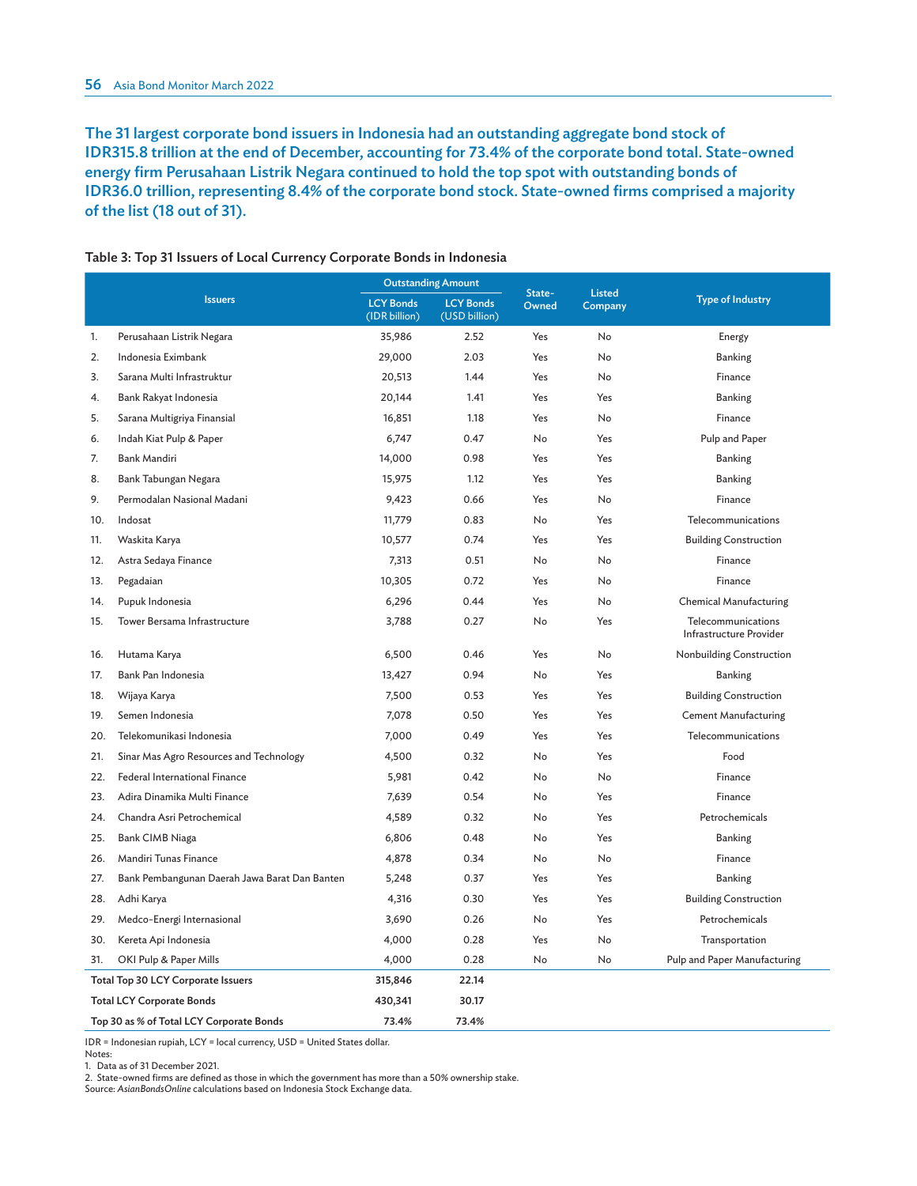**The 31 largest corporate bond issuers in Indonesia had an outstanding aggregate bond stock of IDR315.8 trillion at the end of December, accounting for 73.4% of the corporate bond total. State-owned energy firm Perusahaan Listrik Negara continued to hold the top spot with outstanding bonds of IDR36.0 trillion, representing 8.4% of the corporate bond stock. State-owned firms comprised a majority of the list (18 out of 31).**

**Table 3: Top 31 Issuers of Local Currency Corporate Bonds in Indonesia**

| | Issuers | Outstanding Amount | | State-Owned | Listed Company | Type of Industry |
|---|---|---|---|---|---|---|
| | | LCY Bonds (IDR billion) | LCY Bonds (USD billion) | | | |
| 1. | Perusahaan Listrik Negara | 35,986 | 2.52 | Yes | No | Energy |
| 2. | Indonesia Eximbank | 29,000 | 2.03 | Yes | No | Banking |
| 3. | Sarana Multi Infrastruktur | 20,513 | 1.44 | Yes | No | Finance |
| 4. | Bank Rakyat Indonesia | 20,144 | 1.41 | Yes | Yes | Banking |
| 5. | Sarana Multigriya Finansial | 16,851 | 1.18 | Yes | No | Finance |
| 6. | Indah Kiat Pulp & Paper | 6,747 | 0.47 | No | Yes | Pulp and Paper |
| 7. | Bank Mandiri | 14,000 | 0.98 | Yes | Yes | Banking |
| 8. | Bank Tabungan Negara | 15,975 | 1.12 | Yes | Yes | Banking |
| 9. | Permodalan Nasional Madani | 9,423 | 0.66 | Yes | No | Finance |
| 10. | Indosat | 11,779 | 0.83 | No | Yes | Telecommunications |
| 11. | Waskita Karya | 10,577 | 0.74 | Yes | Yes | Building Construction |
| 12. | Astra Sedaya Finance | 7,313 | 0.51 | No | No | Finance |
| 13. | Pegadaian | 10,305 | 0.72 | Yes | No | Finance |
| 14. | Pupuk Indonesia | 6,296 | 0.44 | Yes | No | Chemical Manufacturing |
| 15. | Tower Bersama Infrastructure | 3,788 | 0.27 | No | Yes | Telecommunications Infrastructure Provider |
| 16. | Hutama Karya | 6,500 | 0.46 | Yes | No | Nonbuilding Construction |
| 17. | Bank Pan Indonesia | 13,427 | 0.94 | No | Yes | Banking |
| 18. | Wijaya Karya | 7,500 | 0.53 | Yes | Yes | Building Construction |
| 19. | Semen Indonesia | 7,078 | 0.50 | Yes | Yes | Cement Manufacturing |
| 20. | Telekomunikasi Indonesia | 7,000 | 0.49 | Yes | Yes | Telecommunications |
| 21. | Sinar Mas Agro Resources and Technology | 4,500 | 0.32 | No | Yes | Food |
| 22. | Federal International Finance | 5,981 | 0.42 | No | No | Finance |
| 23. | Adira Dinamika Multi Finance | 7,639 | 0.54 | No | Yes | Finance |
| 24. | Chandra Asri Petrochemical | 4,589 | 0.32 | No | Yes | Petrochemicals |
| 25. | Bank CIMB Niaga | 6,806 | 0.48 | No | Yes | Banking |
| 26. | Mandiri Tunas Finance | 4,878 | 0.34 | No | No | Finance |
| 27. | Bank Pembangunan Daerah Jawa Barat Dan Banten | 5,248 | 0.37 | Yes | Yes | Banking |
| 28. | Adhi Karya | 4,316 | 0.30 | Yes | Yes | Building Construction |
| 29. | Medco-Energi Internasional | 3,690 | 0.26 | No | Yes | Petrochemicals |
| 30. | Kereta Api Indonesia | 4,000 | 0.28 | Yes | No | Transportation |
| 31. | OKI Pulp & Paper Mills | 4,000 | 0.28 | No | No | Pulp and Paper Manufacturing |
| **Total Top 30 LCY Corporate Issuers** | | **315,846** | **22.14** | | | |
| **Total LCY Corporate Bonds** | | **430,341** | **30.17** | | | |
| **Top 30 as % of Total LCY Corporate Bonds** | | **73.4%** | **73.4%** | | | |

IDR = Indonesian rupiah, LCY = local currency, USD = United States dollar.
Notes:
1. Data as of 31 December 2021.
2. State-owned firms are defined as those in which the government has more than a 50% ownership stake.
Source: *AsianBondsOnline* calculations based on Indonesia Stock Exchange data.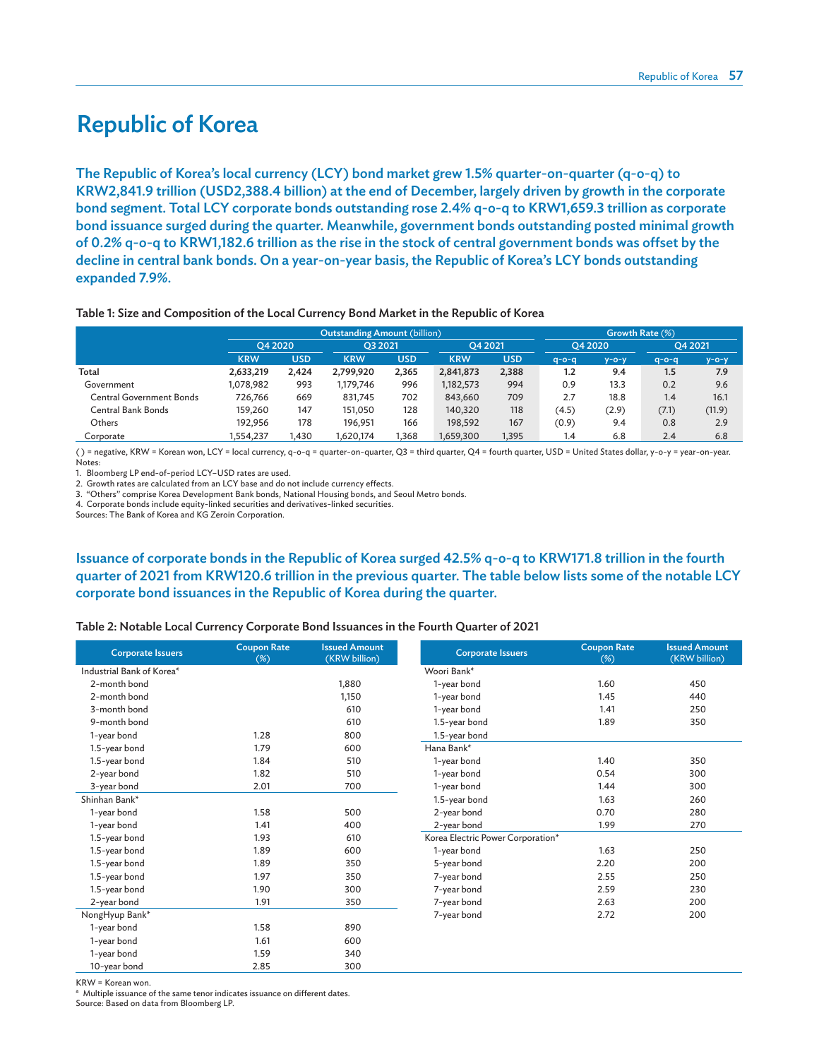# Republic of Korea

**The Republic of Korea's local currency (LCY) bond market grew 1.5% quarter-on-quarter (q-o-q) to KRW2,841.9 trillion (USD2,388.4 billion) at the end of December, largely driven by growth in the corporate bond segment. Total LCY corporate bonds outstanding rose 2.4% q-o-q to KRW1,659.3 trillion as corporate bond issuance surged during the quarter. Meanwhile, government bonds outstanding posted minimal growth of 0.2% q-o-q to KRW1,182.6 trillion as the rise in the stock of central government bonds was offset by the decline in central bank bonds. On a year-on-year basis, the Republic of Korea's LCY bonds outstanding expanded 7.9%.**

**Table 1: Size and Composition of the Local Currency Bond Market in the Republic of Korea**

| | Outstanding Amount (billion) | | | | | | Growth Rate (%) | | | |
|---|---|---|---|---|---|---|---|---|---|---|
| | Q4 2020 | | Q3 2021 | | Q4 2021 | | Q4 2020 | | Q4 2021 | |
| | KRW | USD | KRW | USD | KRW | USD | q-o-q | y-o-y | q-o-q | y-o-y |
| **Total** | **2,633,219** | **2,424** | **2,799,920** | **2,365** | **2,841,873** | **2,388** | **1.2** | **9.4** | **1.5** | **7.9** |
| Government | 1,078,982 | 993 | 1,179,746 | 996 | 1,182,573 | 994 | 0.9 | 13.3 | 0.2 | 9.6 |
| Central Government Bonds | 726,766 | 669 | 831,745 | 702 | 843,660 | 709 | 2.7 | 18.8 | 1.4 | 16.1 |
| Central Bank Bonds | 159,260 | 147 | 151,050 | 128 | 140,320 | 118 | (4.5) | (2.9) | (7.1) | (11.9) |
| Others | 192,956 | 178 | 196,951 | 166 | 198,592 | 167 | (0.9) | 9.4 | 0.8 | 2.9 |
| Corporate | 1,554,237 | 1,430 | 1,620,174 | 1,368 | 1,659,300 | 1,395 | 1.4 | 6.8 | 2.4 | 6.8 |

( ) = negative, KRW = Korean won, LCY = local currency, q-o-q = quarter-on-quarter, Q3 = third quarter, Q4 = fourth quarter, USD = United States dollar, y-o-y = year-on-year.

Notes:
1. Bloomberg LP end-of-period LCY–USD rates are used.
2. Growth rates are calculated from an LCY base and do not include currency effects.
3. "Others" comprise Korea Development Bank bonds, National Housing bonds, and Seoul Metro bonds.
4. Corporate bonds include equity-linked securities and derivatives-linked securities.

Sources: The Bank of Korea and KG Zeroin Corporation.

**Issuance of corporate bonds in the Republic of Korea surged 42.5% q-o-q to KRW171.8 trillion in the fourth quarter of 2021 from KRW120.6 trillion in the previous quarter. The table below lists some of the notable LCY corporate bond issuances in the Republic of Korea during the quarter.**

**Table 2: Notable Local Currency Corporate Bond Issuances in the Fourth Quarter of 2021**

| Corporate Issuers | Coupon Rate (%) | Issued Amount (KRW billion) |
|---|---|---|
| Industrial Bank of Korea* | | |
| 2-month bond | | 1,880 |
| 2-month bond | | 1,150 |
| 3-month bond | | 610 |
| 9-month bond | | 610 |
| 1-year bond | 1.28 | 800 |
| 1.5-year bond | 1.79 | 600 |
| 1.5-year bond | 1.84 | 510 |
| 2-year bond | 1.82 | 510 |
| 3-year bond | 2.01 | 700 |
| Shinhan Bank* | | |
| 1-year bond | 1.58 | 500 |
| 1-year bond | 1.41 | 400 |
| 1.5-year bond | 1.93 | 610 |
| 1.5-year bond | 1.89 | 600 |
| 1.5-year bond | 1.89 | 350 |
| 1.5-year bond | 1.97 | 350 |
| 1.5-year bond | 1.90 | 300 |
| 2-year bond | 1.91 | 350 |
| NongHyup Bank* | | |
| 1-year bond | 1.58 | 890 |
| 1-year bond | 1.61 | 600 |
| 1-year bond | 1.59 | 340 |
| 10-year bond | 2.85 | 300 |

| Corporate Issuers | Coupon Rate (%) | Issued Amount (KRW billion) |
|---|---|---|
| Woori Bank* | | |
| 1-year bond | 1.60 | 450 |
| 1-year bond | 1.45 | 440 |
| 1-year bond | 1.41 | 250 |
| 1.5-year bond | 1.89 | 350 |
| 1.5-year bond | | |
| Hana Bank* | | |
| 1-year bond | 1.40 | 350 |
| 1-year bond | 0.54 | 300 |
| 1-year bond | 1.44 | 300 |
| 1.5-year bond | 1.63 | 260 |
| 2-year bond | 0.70 | 280 |
| 2-year bond | 1.99 | 270 |
| Korea Electric Power Corporation* | | |
| 1-year bond | 1.63 | 250 |
| 5-year bond | 2.20 | 200 |
| 7-year bond | 2.55 | 250 |
| 7-year bond | 2.59 | 230 |
| 7-year bond | 2.63 | 200 |
| 7-year bond | 2.72 | 200 |

KRW = Korean won.

[a] Multiple issuance of the same tenor indicates issuance on different dates.

Source: Based on data from Bloomberg LP.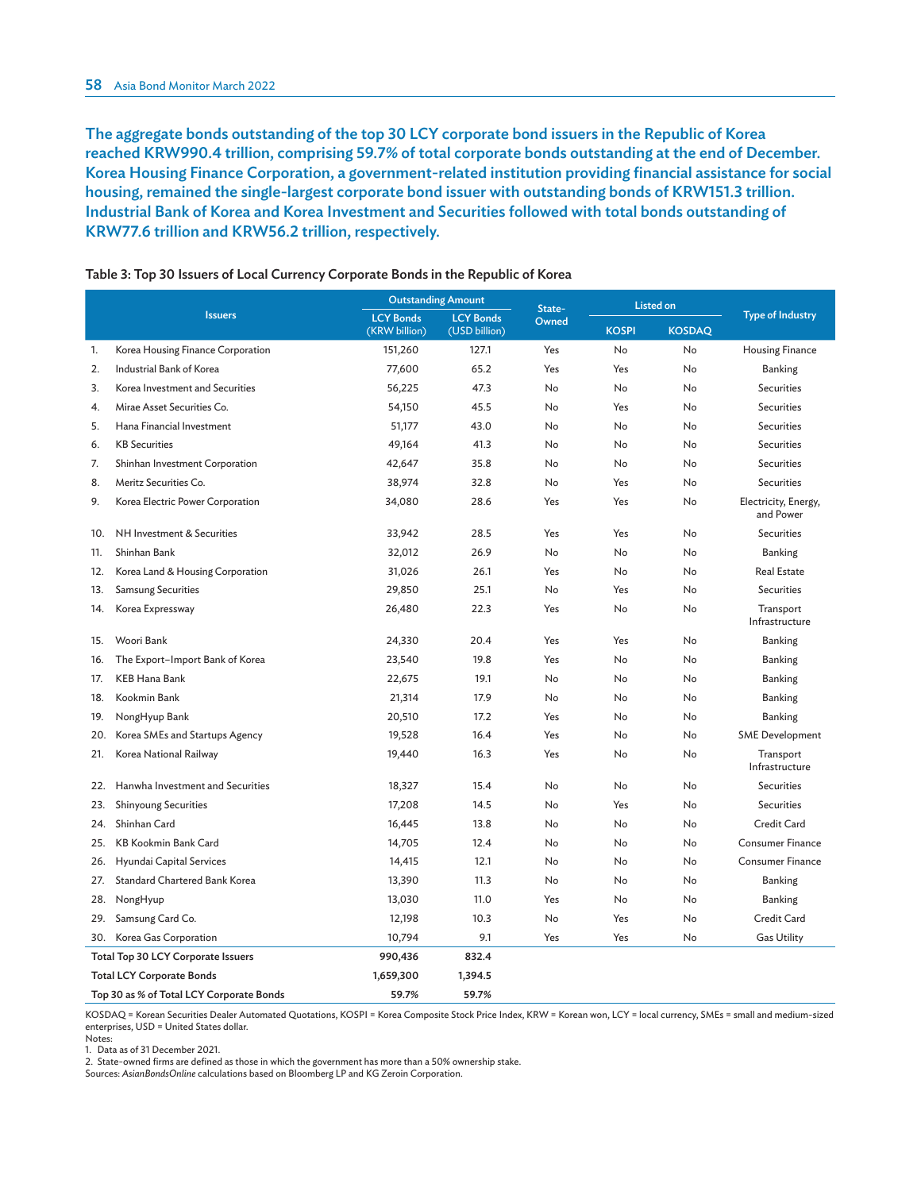**The aggregate bonds outstanding of the top 30 LCY corporate bond issuers in the Republic of Korea reached KRW990.4 trillion, comprising 59.7% of total corporate bonds outstanding at the end of December. Korea Housing Finance Corporation, a government-related institution providing financial assistance for social housing, remained the single-largest corporate bond issuer with outstanding bonds of KRW151.3 trillion. Industrial Bank of Korea and Korea Investment and Securities followed with total bonds outstanding of KRW77.6 trillion and KRW56.2 trillion, respectively.**

**Table 3: Top 30 Issuers of Local Currency Corporate Bonds in the Republic of Korea**

| | Issuers | Outstanding Amount | | State-Owned | Listed on | | Type of Industry |
|---|---|---|---|---|---|---|---|
| | | LCY Bonds (KRW billion) | LCY Bonds (USD billion) | | KOSPI | KOSDAQ | |
| 1. | Korea Housing Finance Corporation | 151,260 | 127.1 | Yes | No | No | Housing Finance |
| 2. | Industrial Bank of Korea | 77,600 | 65.2 | Yes | Yes | No | Banking |
| 3. | Korea Investment and Securities | 56,225 | 47.3 | No | No | No | Securities |
| 4. | Mirae Asset Securities Co. | 54,150 | 45.5 | No | Yes | No | Securities |
| 5. | Hana Financial Investment | 51,177 | 43.0 | No | No | No | Securities |
| 6. | KB Securities | 49,164 | 41.3 | No | No | No | Securities |
| 7. | Shinhan Investment Corporation | 42,647 | 35.8 | No | No | No | Securities |
| 8. | Meritz Securities Co. | 38,974 | 32.8 | No | Yes | No | Securities |
| 9. | Korea Electric Power Corporation | 34,080 | 28.6 | Yes | Yes | No | Electricity, Energy, and Power |
| 10. | NH Investment & Securities | 33,942 | 28.5 | Yes | Yes | No | Securities |
| 11. | Shinhan Bank | 32,012 | 26.9 | No | No | No | Banking |
| 12. | Korea Land & Housing Corporation | 31,026 | 26.1 | Yes | No | No | Real Estate |
| 13. | Samsung Securities | 29,850 | 25.1 | No | Yes | No | Securities |
| 14. | Korea Expressway | 26,480 | 22.3 | Yes | No | No | Transport Infrastructure |
| 15. | Woori Bank | 24,330 | 20.4 | Yes | Yes | No | Banking |
| 16. | The Export–Import Bank of Korea | 23,540 | 19.8 | Yes | No | No | Banking |
| 17. | KEB Hana Bank | 22,675 | 19.1 | No | No | No | Banking |
| 18. | Kookmin Bank | 21,314 | 17.9 | No | No | No | Banking |
| 19. | NongHyup Bank | 20,510 | 17.2 | Yes | No | No | Banking |
| 20. | Korea SMEs and Startups Agency | 19,528 | 16.4 | Yes | No | No | SME Development |
| 21. | Korea National Railway | 19,440 | 16.3 | Yes | No | No | Transport Infrastructure |
| 22. | Hanwha Investment and Securities | 18,327 | 15.4 | No | No | No | Securities |
| 23. | Shinyoung Securities | 17,208 | 14.5 | No | Yes | No | Securities |
| 24. | Shinhan Card | 16,445 | 13.8 | No | No | No | Credit Card |
| 25. | KB Kookmin Bank Card | 14,705 | 12.4 | No | No | No | Consumer Finance |
| 26. | Hyundai Capital Services | 14,415 | 12.1 | No | No | No | Consumer Finance |
| 27. | Standard Chartered Bank Korea | 13,390 | 11.3 | No | No | No | Banking |
| 28. | NongHyup | 13,030 | 11.0 | Yes | No | No | Banking |
| 29. | Samsung Card Co. | 12,198 | 10.3 | No | Yes | No | Credit Card |
| 30. | Korea Gas Corporation | 10,794 | 9.1 | Yes | Yes | No | Gas Utility |
| **Total Top 30 LCY Corporate Issuers** | | **990,436** | **832.4** | | | | |
| **Total LCY Corporate Bonds** | | **1,659,300** | **1,394.5** | | | | |
| **Top 30 as % of Total LCY Corporate Bonds** | | **59.7%** | **59.7%** | | | | |

KOSDAQ = Korean Securities Dealer Automated Quotations, KOSPI = Korea Composite Stock Price Index, KRW = Korean won, LCY = local currency, SMEs = small and medium-sized enterprises, USD = United States dollar.
Notes:
1. Data as of 31 December 2021.
2. State-owned firms are defined as those in which the government has more than a 50% ownership stake.
Sources: *AsianBondsOnline* calculations based on Bloomberg LP and KG Zeroin Corporation.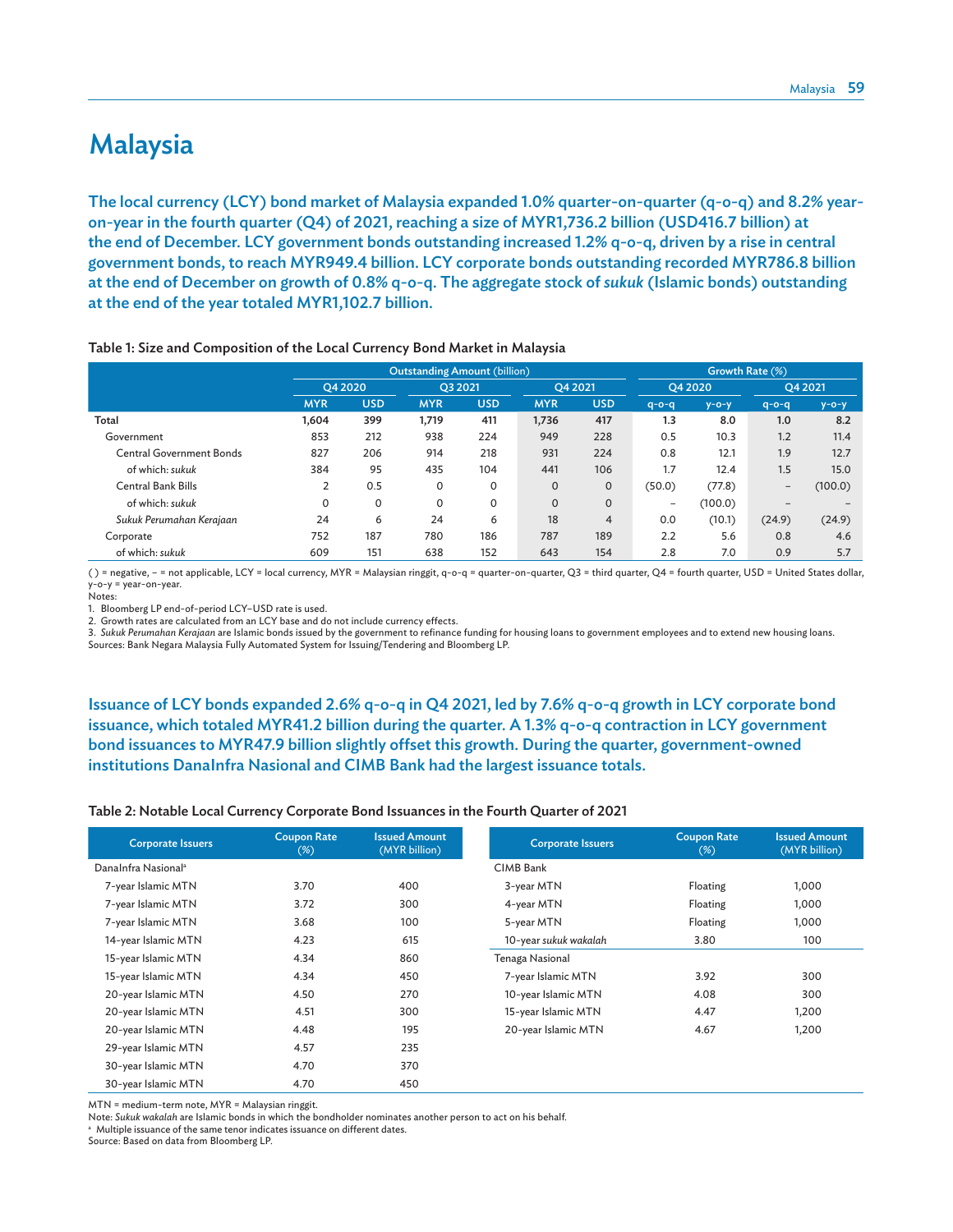# Malaysia

**The local currency (LCY) bond market of Malaysia expanded 1.0% quarter-on-quarter (q-o-q) and 8.2% year-on-year in the fourth quarter (Q4) of 2021, reaching a size of MYR1,736.2 billion (USD416.7 billion) at the end of December. LCY government bonds outstanding increased 1.2% q-o-q, driven by a rise in central government bonds, to reach MYR949.4 billion. LCY corporate bonds outstanding recorded MYR786.8 billion at the end of December on growth of 0.8% q-o-q. The aggregate stock of *sukuk* (Islamic bonds) outstanding at the end of the year totaled MYR1,102.7 billion.**

**Table 1: Size and Composition of the Local Currency Bond Market in Malaysia**

| | Outstanding Amount (billion) | | | | | | Growth Rate (%) | | | |
|---|---|---|---|---|---|---|---|---|---|---|
| | Q4 2020 | | Q3 2021 | | Q4 2021 | | Q4 2020 | | Q4 2021 | |
| | MYR | USD | MYR | USD | MYR | USD | q-o-q | y-o-y | q-o-q | y-o-y |
| **Total** | **1,604** | **399** | **1,719** | **411** | **1,736** | **417** | **1.3** | **8.0** | **1.0** | **8.2** |
| Government | 853 | 212 | 938 | 224 | 949 | 228 | 0.5 | 10.3 | 1.2 | 11.4 |
| Central Government Bonds | 827 | 206 | 914 | 218 | 931 | 224 | 0.8 | 12.1 | 1.9 | 12.7 |
| of which: *sukuk* | 384 | 95 | 435 | 104 | 441 | 106 | 1.7 | 12.4 | 1.5 | 15.0 |
| Central Bank Bills | 2 | 0.5 | 0 | 0 | 0 | 0 | (50.0) | (77.8) | – | (100.0) |
| of which: *sukuk* | 0 | 0 | 0 | 0 | 0 | 0 | – | (100.0) | – | – |
| *Sukuk Perumahan Kerajaan* | 24 | 6 | 24 | 6 | 18 | 4 | 0.0 | (10.1) | (24.9) | (24.9) |
| Corporate | 752 | 187 | 780 | 186 | 787 | 189 | 2.2 | 5.6 | 0.8 | 4.6 |
| of which: *sukuk* | 609 | 151 | 638 | 152 | 643 | 154 | 2.8 | 7.0 | 0.9 | 5.7 |

( ) = negative, – = not applicable, LCY = local currency, MYR = Malaysian ringgit, q-o-q = quarter-on-quarter, Q3 = third quarter, Q4 = fourth quarter, USD = United States dollar, y-o-y = year-on-year.

Notes:
1. Bloomberg LP end-of-period LCY–USD rate is used.
2. Growth rates are calculated from an LCY base and do not include currency effects.
3. *Sukuk Perumahan Kerajaan* are Islamic bonds issued by the government to refinance funding for housing loans to government employees and to extend new housing loans.

Sources: Bank Negara Malaysia Fully Automated System for Issuing/Tendering and Bloomberg LP.

**Issuance of LCY bonds expanded 2.6% q-o-q in Q4 2021, led by 7.6% q-o-q growth in LCY corporate bond issuance, which totaled MYR41.2 billion during the quarter. A 1.3% q-o-q contraction in LCY government bond issuances to MYR47.9 billion slightly offset this growth. During the quarter, government-owned institutions DanaInfra Nasional and CIMB Bank had the largest issuance totals.**

**Table 2: Notable Local Currency Corporate Bond Issuances in the Fourth Quarter of 2021**

| Corporate Issuers | Coupon Rate (%) | Issued Amount (MYR billion) |
|---|---|---|
| DanaInfra Nasional[a] | | |
| 7-year Islamic MTN | 3.70 | 400 |
| 7-year Islamic MTN | 3.72 | 300 |
| 7-year Islamic MTN | 3.68 | 100 |
| 14-year Islamic MTN | 4.23 | 615 |
| 15-year Islamic MTN | 4.34 | 860 |
| 15-year Islamic MTN | 4.34 | 450 |
| 20-year Islamic MTN | 4.50 | 270 |
| 20-year Islamic MTN | 4.51 | 300 |
| 20-year Islamic MTN | 4.48 | 195 |
| 29-year Islamic MTN | 4.57 | 235 |
| 30-year Islamic MTN | 4.70 | 370 |
| 30-year Islamic MTN | 4.70 | 450 |

| Corporate Issuers | Coupon Rate (%) | Issued Amount (MYR billion) |
|---|---|---|
| CIMB Bank | | |
| 3-year MTN | Floating | 1,000 |
| 4-year MTN | Floating | 1,000 |
| 5-year MTN | Floating | 1,000 |
| 10-year *sukuk wakalah* | 3.80 | 100 |
| Tenaga Nasional | | |
| 7-year Islamic MTN | 3.92 | 300 |
| 10-year Islamic MTN | 4.08 | 300 |
| 15-year Islamic MTN | 4.47 | 1,200 |
| 20-year Islamic MTN | 4.67 | 1,200 |

MTN = medium-term note, MYR = Malaysian ringgit.

Note: *Sukuk wakalah* are Islamic bonds in which the bondholder nominates another person to act on his behalf.

[a] Multiple issuance of the same tenor indicates issuance on different dates.

Source: Based on data from Bloomberg LP.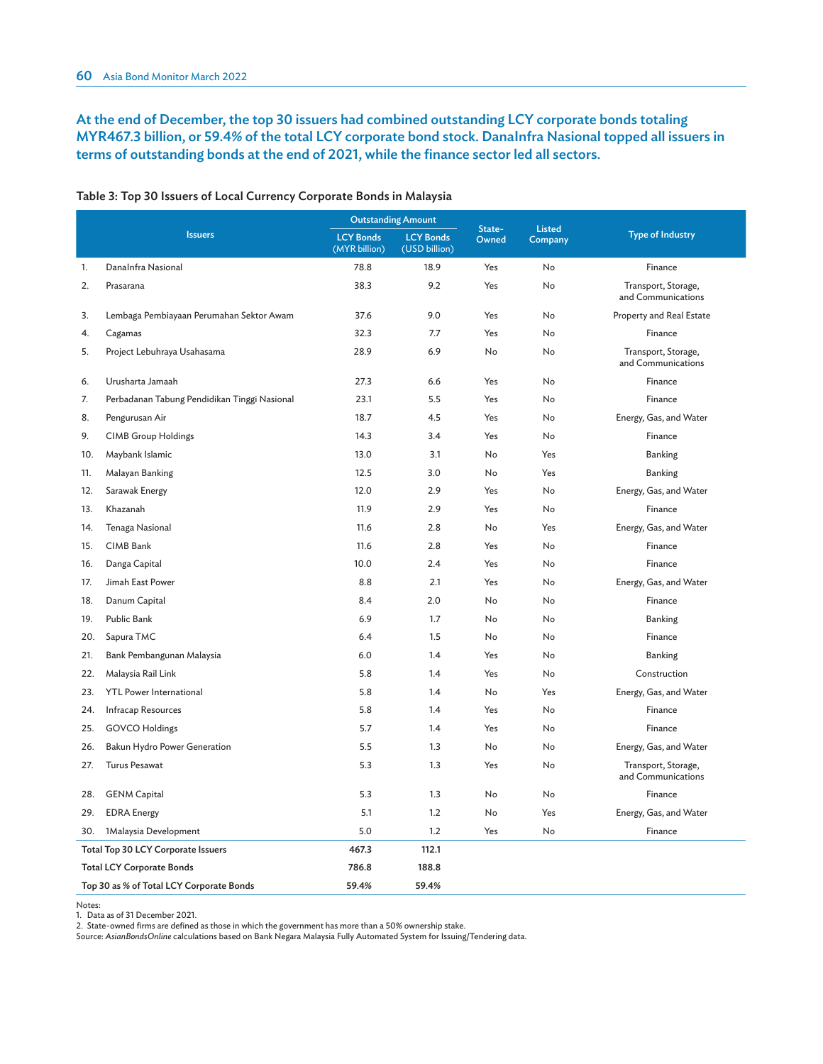**At the end of December, the top 30 issuers had combined outstanding LCY corporate bonds totaling MYR467.3 billion, or 59.4% of the total LCY corporate bond stock. DanaInfra Nasional topped all issuers in terms of outstanding bonds at the end of 2021, while the finance sector led all sectors.**

**Table 3: Top 30 Issuers of Local Currency Corporate Bonds in Malaysia**

| | Issuers | Outstanding Amount | | State-Owned | Listed Company | Type of Industry |
|---|---|---|---|---|---|---|
| | | LCY Bonds (MYR billion) | LCY Bonds (USD billion) | | | |
| 1. | DanaInfra Nasional | 78.8 | 18.9 | Yes | No | Finance |
| 2. | Prasarana | 38.3 | 9.2 | Yes | No | Transport, Storage, and Communications |
| 3. | Lembaga Pembiayaan Perumahan Sektor Awam | 37.6 | 9.0 | Yes | No | Property and Real Estate |
| 4. | Cagamas | 32.3 | 7.7 | Yes | No | Finance |
| 5. | Project Lebuhraya Usahasama | 28.9 | 6.9 | No | No | Transport, Storage, and Communications |
| 6. | Urusharta Jamaah | 27.3 | 6.6 | Yes | No | Finance |
| 7. | Perbadanan Tabung Pendidikan Tinggi Nasional | 23.1 | 5.5 | Yes | No | Finance |
| 8. | Pengurusan Air | 18.7 | 4.5 | Yes | No | Energy, Gas, and Water |
| 9. | CIMB Group Holdings | 14.3 | 3.4 | Yes | No | Finance |
| 10. | Maybank Islamic | 13.0 | 3.1 | No | Yes | Banking |
| 11. | Malayan Banking | 12.5 | 3.0 | No | Yes | Banking |
| 12. | Sarawak Energy | 12.0 | 2.9 | Yes | No | Energy, Gas, and Water |
| 13. | Khazanah | 11.9 | 2.9 | Yes | No | Finance |
| 14. | Tenaga Nasional | 11.6 | 2.8 | No | Yes | Energy, Gas, and Water |
| 15. | CIMB Bank | 11.6 | 2.8 | Yes | No | Finance |
| 16. | Danga Capital | 10.0 | 2.4 | Yes | No | Finance |
| 17. | Jimah East Power | 8.8 | 2.1 | Yes | No | Energy, Gas, and Water |
| 18. | Danum Capital | 8.4 | 2.0 | No | No | Finance |
| 19. | Public Bank | 6.9 | 1.7 | No | No | Banking |
| 20. | Sapura TMC | 6.4 | 1.5 | No | No | Finance |
| 21. | Bank Pembangunan Malaysia | 6.0 | 1.4 | Yes | No | Banking |
| 22. | Malaysia Rail Link | 5.8 | 1.4 | Yes | No | Construction |
| 23. | YTL Power International | 5.8 | 1.4 | No | Yes | Energy, Gas, and Water |
| 24. | Infracap Resources | 5.8 | 1.4 | Yes | No | Finance |
| 25. | GOVCO Holdings | 5.7 | 1.4 | Yes | No | Finance |
| 26. | Bakun Hydro Power Generation | 5.5 | 1.3 | No | No | Energy, Gas, and Water |
| 27. | Turus Pesawat | 5.3 | 1.3 | Yes | No | Transport, Storage, and Communications |
| 28. | GENM Capital | 5.3 | 1.3 | No | No | Finance |
| 29. | EDRA Energy | 5.1 | 1.2 | No | Yes | Energy, Gas, and Water |
| 30. | 1Malaysia Development | 5.0 | 1.2 | Yes | No | Finance |
| **Total Top 30 LCY Corporate Issuers** | | **467.3** | **112.1** | | | |
| **Total LCY Corporate Bonds** | | **786.8** | **188.8** | | | |
| **Top 30 as % of Total LCY Corporate Bonds** | | **59.4%** | **59.4%** | | | |

Notes:
1. Data as of 31 December 2021.
2. State-owned firms are defined as those in which the government has more than a 50% ownership stake.
Source: *AsianBondsOnline* calculations based on Bank Negara Malaysia Fully Automated System for Issuing/Tendering data.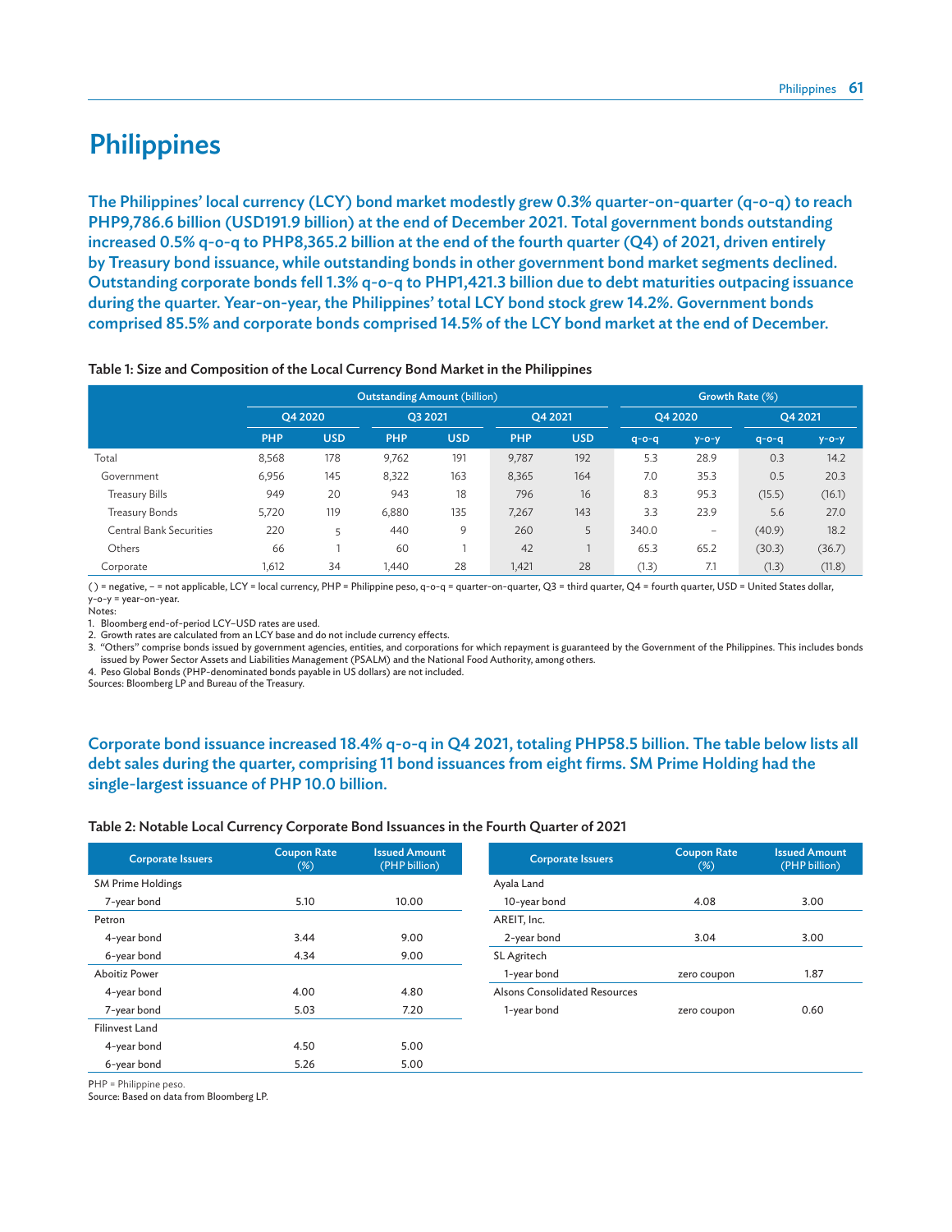# Philippines

**The Philippines' local currency (LCY) bond market modestly grew 0.3% quarter-on-quarter (q-o-q) to reach PHP9,786.6 billion (USD191.9 billion) at the end of December 2021. Total government bonds outstanding increased 0.5% q-o-q to PHP8,365.2 billion at the end of the fourth quarter (Q4) of 2021, driven entirely by Treasury bond issuance, while outstanding bonds in other government bond market segments declined. Outstanding corporate bonds fell 1.3% q-o-q to PHP1,421.3 billion due to debt maturities outpacing issuance during the quarter. Year-on-year, the Philippines' total LCY bond stock grew 14.2%. Government bonds comprised 85.5% and corporate bonds comprised 14.5% of the LCY bond market at the end of December.**

**Table 1: Size and Composition of the Local Currency Bond Market in the Philippines**

| | Outstanding Amount (billion) | | | | | | Growth Rate (%) | | | |
|---|---|---|---|---|---|---|---|---|---|---|
| | Q4 2020 | | Q3 2021 | | Q4 2021 | | Q4 2020 | | Q4 2021 | |
| | PHP | USD | PHP | USD | PHP | USD | q-o-q | y-o-y | q-o-q | y-o-y |
| Total | 8,568 | 178 | 9,762 | 191 | 9,787 | 192 | 5.3 | 28.9 | 0.3 | 14.2 |
| Government | 6,956 | 145 | 8,322 | 163 | 8,365 | 164 | 7.0 | 35.3 | 0.5 | 20.3 |
| Treasury Bills | 949 | 20 | 943 | 18 | 796 | 16 | 8.3 | 95.3 | (15.5) | (16.1) |
| Treasury Bonds | 5,720 | 119 | 6,880 | 135 | 7,267 | 143 | 3.3 | 23.9 | 5.6 | 27.0 |
| Central Bank Securities | 220 | 5 | 440 | 9 | 260 | 5 | 340.0 | – | (40.9) | 18.2 |
| Others | 66 | 1 | 60 | 1 | 42 | 1 | 65.3 | 65.2 | (30.3) | (36.7) |
| Corporate | 1,612 | 34 | 1,440 | 28 | 1,421 | 28 | (1.3) | 7.1 | (1.3) | (11.8) |

( ) = negative, – = not applicable, LCY = local currency, PHP = Philippine peso, q-o-q = quarter-on-quarter, Q3 = third quarter, Q4 = fourth quarter, USD = United States dollar, y-o-y = year-on-year.

Notes:
1. Bloomberg end-of-period LCY–USD rates are used.
2. Growth rates are calculated from an LCY base and do not include currency effects.
3. "Others" comprise bonds issued by government agencies, entities, and corporations for which repayment is guaranteed by the Government of the Philippines. This includes bonds issued by Power Sector Assets and Liabilities Management (PSALM) and the National Food Authority, among others.
4. Peso Global Bonds (PHP-denominated bonds payable in US dollars) are not included.

Sources: Bloomberg LP and Bureau of the Treasury.

**Corporate bond issuance increased 18.4% q-o-q in Q4 2021, totaling PHP58.5 billion. The table below lists all debt sales during the quarter, comprising 11 bond issuances from eight firms. SM Prime Holding had the single-largest issuance of PHP 10.0 billion.**

**Table 2: Notable Local Currency Corporate Bond Issuances in the Fourth Quarter of 2021**

| Corporate Issuers | Coupon Rate (%) | Issued Amount (PHP billion) |
|---|---|---|
| SM Prime Holdings | | |
| 7-year bond | 5.10 | 10.00 |
| Petron | | |
| 4-year bond | 3.44 | 9.00 |
| 6-year bond | 4.34 | 9.00 |
| Aboitiz Power | | |
| 4-year bond | 4.00 | 4.80 |
| 7-year bond | 5.03 | 7.20 |
| Filinvest Land | | |
| 4-year bond | 4.50 | 5.00 |
| 6-year bond | 5.26 | 5.00 |
| Ayala Land | | |
| 10-year bond | 4.08 | 3.00 |
| AREIT, Inc. | | |
| 2-year bond | 3.04 | 3.00 |
| SL Agritech | | |
| 1-year bond | zero coupon | 1.87 |
| Alsons Consolidated Resources | | |
| 1-year bond | zero coupon | 0.60 |

PHP = Philippine peso.

Source: Based on data from Bloomberg LP.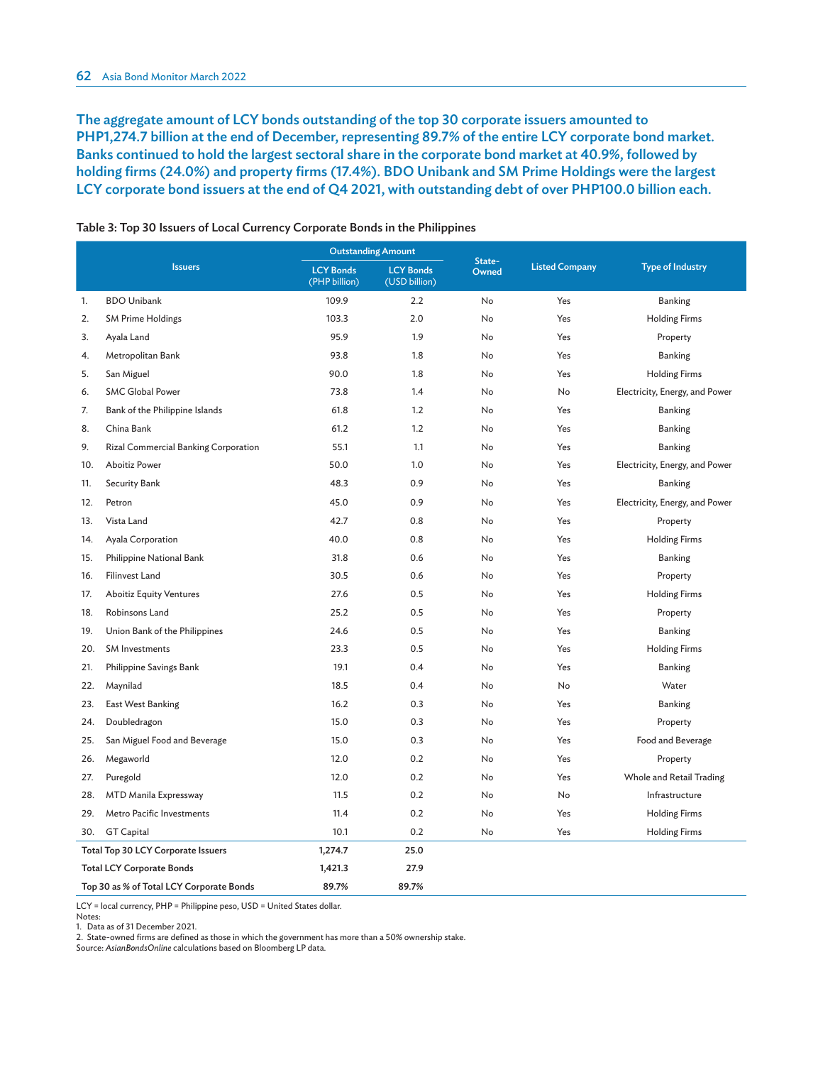**The aggregate amount of LCY bonds outstanding of the top 30 corporate issuers amounted to PHP1,274.7 billion at the end of December, representing 89.7% of the entire LCY corporate bond market. Banks continued to hold the largest sectoral share in the corporate bond market at 40.9%, followed by holding firms (24.0%) and property firms (17.4%). BDO Unibank and SM Prime Holdings were the largest LCY corporate bond issuers at the end of Q4 2021, with outstanding debt of over PHP100.0 billion each.**

**Table 3: Top 30 Issuers of Local Currency Corporate Bonds in the Philippines**

| | Issuers | Outstanding Amount | | State-Owned | Listed Company | Type of Industry |
|---|---|---|---|---|---|---|
| | | LCY Bonds (PHP billion) | LCY Bonds (USD billion) | | | |
| 1. | BDO Unibank | 109.9 | 2.2 | No | Yes | Banking |
| 2. | SM Prime Holdings | 103.3 | 2.0 | No | Yes | Holding Firms |
| 3. | Ayala Land | 95.9 | 1.9 | No | Yes | Property |
| 4. | Metropolitan Bank | 93.8 | 1.8 | No | Yes | Banking |
| 5. | San Miguel | 90.0 | 1.8 | No | Yes | Holding Firms |
| 6. | SMC Global Power | 73.8 | 1.4 | No | No | Electricity, Energy, and Power |
| 7. | Bank of the Philippine Islands | 61.8 | 1.2 | No | Yes | Banking |
| 8. | China Bank | 61.2 | 1.2 | No | Yes | Banking |
| 9. | Rizal Commercial Banking Corporation | 55.1 | 1.1 | No | Yes | Banking |
| 10. | Aboitiz Power | 50.0 | 1.0 | No | Yes | Electricity, Energy, and Power |
| 11. | Security Bank | 48.3 | 0.9 | No | Yes | Banking |
| 12. | Petron | 45.0 | 0.9 | No | Yes | Electricity, Energy, and Power |
| 13. | Vista Land | 42.7 | 0.8 | No | Yes | Property |
| 14. | Ayala Corporation | 40.0 | 0.8 | No | Yes | Holding Firms |
| 15. | Philippine National Bank | 31.8 | 0.6 | No | Yes | Banking |
| 16. | Filinvest Land | 30.5 | 0.6 | No | Yes | Property |
| 17. | Aboitiz Equity Ventures | 27.6 | 0.5 | No | Yes | Holding Firms |
| 18. | Robinsons Land | 25.2 | 0.5 | No | Yes | Property |
| 19. | Union Bank of the Philippines | 24.6 | 0.5 | No | Yes | Banking |
| 20. | SM Investments | 23.3 | 0.5 | No | Yes | Holding Firms |
| 21. | Philippine Savings Bank | 19.1 | 0.4 | No | Yes | Banking |
| 22. | Maynilad | 18.5 | 0.4 | No | No | Water |
| 23. | East West Banking | 16.2 | 0.3 | No | Yes | Banking |
| 24. | Doubledragon | 15.0 | 0.3 | No | Yes | Property |
| 25. | San Miguel Food and Beverage | 15.0 | 0.3 | No | Yes | Food and Beverage |
| 26. | Megaworld | 12.0 | 0.2 | No | Yes | Property |
| 27. | Puregold | 12.0 | 0.2 | No | Yes | Whole and Retail Trading |
| 28. | MTD Manila Expressway | 11.5 | 0.2 | No | No | Infrastructure |
| 29. | Metro Pacific Investments | 11.4 | 0.2 | No | Yes | Holding Firms |
| 30. | GT Capital | 10.1 | 0.2 | No | Yes | Holding Firms |
| **Total Top 30 LCY Corporate Issuers** | | **1,274.7** | **25.0** | | | |
| **Total LCY Corporate Bonds** | | **1,421.3** | **27.9** | | | |
| **Top 30 as % of Total LCY Corporate Bonds** | | **89.7%** | **89.7%** | | | |

LCY = local currency, PHP = Philippine peso, USD = United States dollar.
Notes:
1. Data as of 31 December 2021.
2. State-owned firms are defined as those in which the government has more than a 50% ownership stake.
Source: *AsianBondsOnline* calculations based on Bloomberg LP data.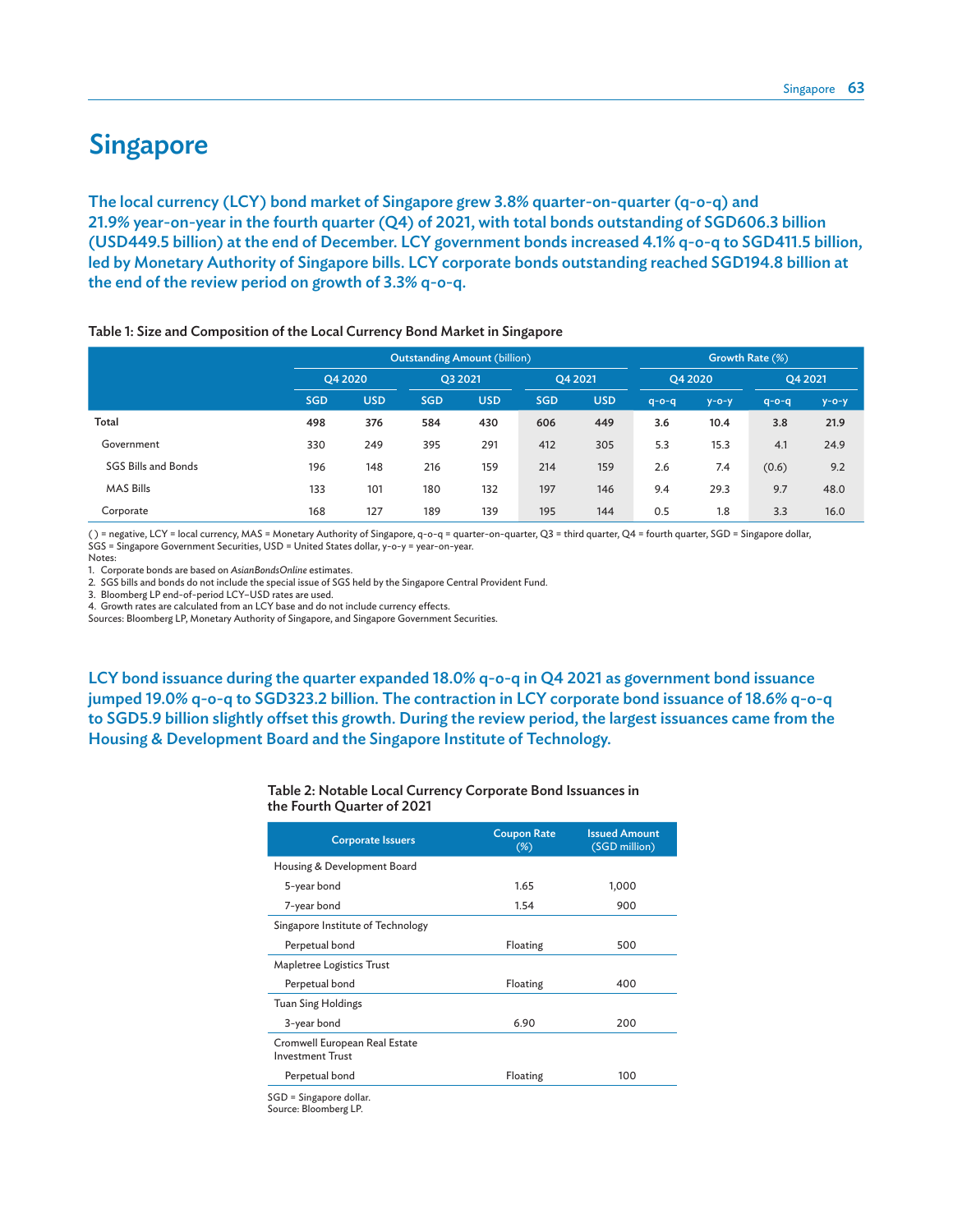# Singapore

**The local currency (LCY) bond market of Singapore grew 3.8% quarter-on-quarter (q-o-q) and 21.9% year-on-year in the fourth quarter (Q4) of 2021, with total bonds outstanding of SGD606.3 billion (USD449.5 billion) at the end of December. LCY government bonds increased 4.1% q-o-q to SGD411.5 billion, led by Monetary Authority of Singapore bills. LCY corporate bonds outstanding reached SGD194.8 billion at the end of the review period on growth of 3.3% q-o-q.**

**Table 1: Size and Composition of the Local Currency Bond Market in Singapore**

| | Outstanding Amount (billion) | | | | | | Growth Rate (%) | | | |
|---|---|---|---|---|---|---|---|---|---|---|
| | Q4 2020 | | Q3 2021 | | Q4 2021 | | Q4 2020 | | Q4 2021 | |
| | SGD | USD | SGD | USD | SGD | USD | q-o-q | y-o-y | q-o-q | y-o-y |
| **Total** | **498** | **376** | **584** | **430** | **606** | **449** | **3.6** | **10.4** | **3.8** | **21.9** |
| Government | 330 | 249 | 395 | 291 | 412 | 305 | 5.3 | 15.3 | 4.1 | 24.9 |
| SGS Bills and Bonds | 196 | 148 | 216 | 159 | 214 | 159 | 2.6 | 7.4 | (0.6) | 9.2 |
| MAS Bills | 133 | 101 | 180 | 132 | 197 | 146 | 9.4 | 29.3 | 9.7 | 48.0 |
| Corporate | 168 | 127 | 189 | 139 | 195 | 144 | 0.5 | 1.8 | 3.3 | 16.0 |

( ) = negative, LCY = local currency, MAS = Monetary Authority of Singapore, q-o-q = quarter-on-quarter, Q3 = third quarter, Q4 = fourth quarter, SGD = Singapore dollar, SGS = Singapore Government Securities, USD = United States dollar, y-o-y = year-on-year.
Notes:
1. Corporate bonds are based on *AsianBondsOnline* estimates.
2. SGS bills and bonds do not include the special issue of SGS held by the Singapore Central Provident Fund.
3. Bloomberg LP end-of-period LCY–USD rates are used.
4. Growth rates are calculated from an LCY base and do not include currency effects.
Sources: Bloomberg LP, Monetary Authority of Singapore, and Singapore Government Securities.

**LCY bond issuance during the quarter expanded 18.0% q-o-q in Q4 2021 as government bond issuance jumped 19.0% q-o-q to SGD323.2 billion. The contraction in LCY corporate bond issuance of 18.6% q-o-q to SGD5.9 billion slightly offset this growth. During the review period, the largest issuances came from the Housing & Development Board and the Singapore Institute of Technology.**

**Table 2: Notable Local Currency Corporate Bond Issuances in the Fourth Quarter of 2021**

| Corporate Issuers | Coupon Rate (%) | Issued Amount (SGD million) |
|---|---|---|
| Housing & Development Board | | |
| 5-year bond | 1.65 | 1,000 |
| 7-year bond | 1.54 | 900 |
| Singapore Institute of Technology | | |
| Perpetual bond | Floating | 500 |
| Mapletree Logistics Trust | | |
| Perpetual bond | Floating | 400 |
| Tuan Sing Holdings | | |
| 3-year bond | 6.90 | 200 |
| Cromwell European Real Estate Investment Trust | | |
| Perpetual bond | Floating | 100 |

SGD = Singapore dollar.
Source: Bloomberg LP.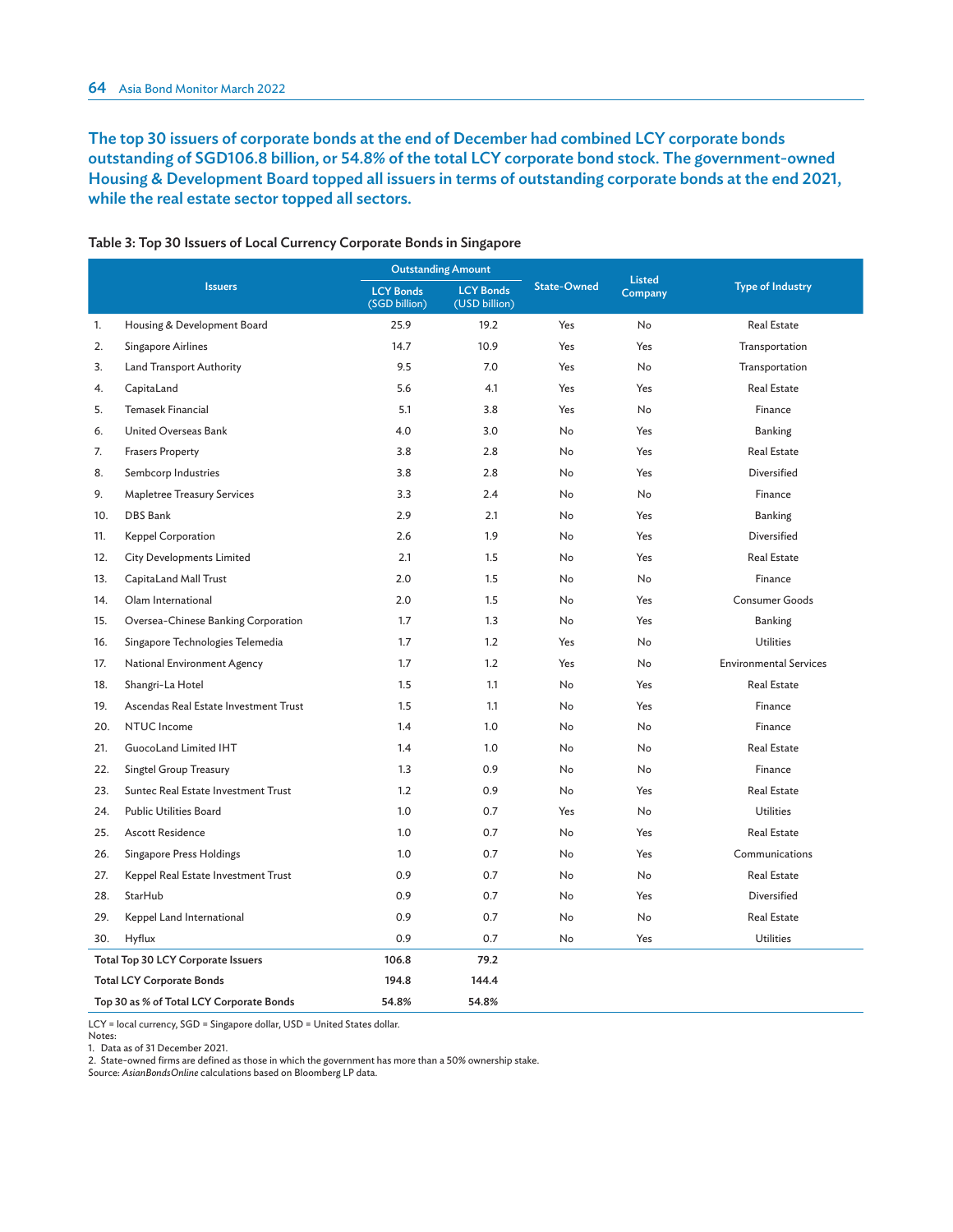**The top 30 issuers of corporate bonds at the end of December had combined LCY corporate bonds outstanding of SGD106.8 billion, or 54.8% of the total LCY corporate bond stock. The government-owned Housing & Development Board topped all issuers in terms of outstanding corporate bonds at the end 2021, while the real estate sector topped all sectors.**

**Table 3: Top 30 Issuers of Local Currency Corporate Bonds in Singapore**

| | Issuers | Outstanding Amount | | State-Owned | Listed Company | Type of Industry |
|---|---|---|---|---|---|---|
| | | LCY Bonds (SGD billion) | LCY Bonds (USD billion) | | | |
| 1. | Housing & Development Board | 25.9 | 19.2 | Yes | No | Real Estate |
| 2. | Singapore Airlines | 14.7 | 10.9 | Yes | Yes | Transportation |
| 3. | Land Transport Authority | 9.5 | 7.0 | Yes | No | Transportation |
| 4. | CapitaLand | 5.6 | 4.1 | Yes | Yes | Real Estate |
| 5. | Temasek Financial | 5.1 | 3.8 | Yes | No | Finance |
| 6. | United Overseas Bank | 4.0 | 3.0 | No | Yes | Banking |
| 7. | Frasers Property | 3.8 | 2.8 | No | Yes | Real Estate |
| 8. | Sembcorp Industries | 3.8 | 2.8 | No | Yes | Diversified |
| 9. | Mapletree Treasury Services | 3.3 | 2.4 | No | No | Finance |
| 10. | DBS Bank | 2.9 | 2.1 | No | Yes | Banking |
| 11. | Keppel Corporation | 2.6 | 1.9 | No | Yes | Diversified |
| 12. | City Developments Limited | 2.1 | 1.5 | No | Yes | Real Estate |
| 13. | CapitaLand Mall Trust | 2.0 | 1.5 | No | No | Finance |
| 14. | Olam International | 2.0 | 1.5 | No | Yes | Consumer Goods |
| 15. | Oversea-Chinese Banking Corporation | 1.7 | 1.3 | No | Yes | Banking |
| 16. | Singapore Technologies Telemedia | 1.7 | 1.2 | Yes | No | Utilities |
| 17. | National Environment Agency | 1.7 | 1.2 | Yes | No | Environmental Services |
| 18. | Shangri-La Hotel | 1.5 | 1.1 | No | Yes | Real Estate |
| 19. | Ascendas Real Estate Investment Trust | 1.5 | 1.1 | No | Yes | Finance |
| 20. | NTUC Income | 1.4 | 1.0 | No | No | Finance |
| 21. | GuocoLand Limited IHT | 1.4 | 1.0 | No | No | Real Estate |
| 22. | Singtel Group Treasury | 1.3 | 0.9 | No | No | Finance |
| 23. | Suntec Real Estate Investment Trust | 1.2 | 0.9 | No | Yes | Real Estate |
| 24. | Public Utilities Board | 1.0 | 0.7 | Yes | No | Utilities |
| 25. | Ascott Residence | 1.0 | 0.7 | No | Yes | Real Estate |
| 26. | Singapore Press Holdings | 1.0 | 0.7 | No | Yes | Communications |
| 27. | Keppel Real Estate Investment Trust | 0.9 | 0.7 | No | No | Real Estate |
| 28. | StarHub | 0.9 | 0.7 | No | Yes | Diversified |
| 29. | Keppel Land International | 0.9 | 0.7 | No | No | Real Estate |
| 30. | Hyflux | 0.9 | 0.7 | No | Yes | Utilities |
| **Total Top 30 LCY Corporate Issuers** | | **106.8** | **79.2** | | | |
| **Total LCY Corporate Bonds** | | **194.8** | **144.4** | | | |
| **Top 30 as % of Total LCY Corporate Bonds** | | **54.8%** | **54.8%** | | | |

LCY = local currency, SGD = Singapore dollar, USD = United States dollar.
Notes:
1. Data as of 31 December 2021.
2. State-owned firms are defined as those in which the government has more than a 50% ownership stake.
Source: *AsianBondsOnline* calculations based on Bloomberg LP data.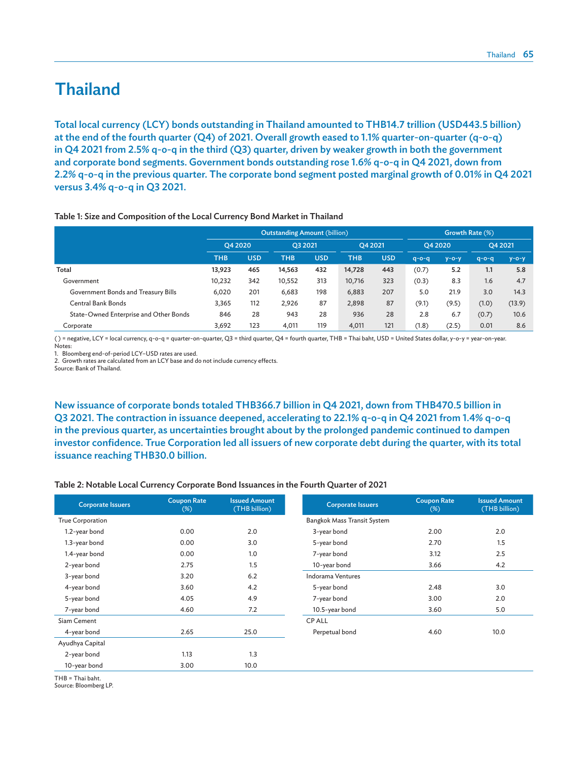# Thailand

**Total local currency (LCY) bonds outstanding in Thailand amounted to THB14.7 trillion (USD443.5 billion) at the end of the fourth quarter (Q4) of 2021. Overall growth eased to 1.1% quarter-on-quarter (q-o-q) in Q4 2021 from 2.5% q-o-q in the third (Q3) quarter, driven by weaker growth in both the government and corporate bond segments. Government bonds outstanding rose 1.6% q-o-q in Q4 2021, down from 2.2% q-o-q in the previous quarter. The corporate bond segment posted marginal growth of 0.01% in Q4 2021 versus 3.4% q-o-q in Q3 2021.**

**Table 1: Size and Composition of the Local Currency Bond Market in Thailand**

| | Outstanding Amount (billion) | | | | | | Growth Rate (%) | | | |
|---|---|---|---|---|---|---|---|---|---|---|
| | Q4 2020 | | Q3 2021 | | Q4 2021 | | Q4 2020 | | Q4 2021 | |
| | THB | USD | THB | USD | THB | USD | q-o-q | y-o-y | q-o-q | y-o-y |
| **Total** | **13,923** | **465** | **14,563** | **432** | **14,728** | **443** | (0.7) | **5.2** | **1.1** | **5.8** |
| Government | 10,232 | 342 | 10,552 | 313 | 10,716 | 323 | (0.3) | 8.3 | 1.6 | 4.7 |
| Government Bonds and Treasury Bills | 6,020 | 201 | 6,683 | 198 | 6,883 | 207 | 5.0 | 21.9 | 3.0 | 14.3 |
| Central Bank Bonds | 3,365 | 112 | 2,926 | 87 | 2,898 | 87 | (9.1) | (9.5) | (1.0) | (13.9) |
| State-Owned Enterprise and Other Bonds | 846 | 28 | 943 | 28 | 936 | 28 | 2.8 | 6.7 | (0.7) | 10.6 |
| Corporate | 3,692 | 123 | 4,011 | 119 | 4,011 | 121 | (1.8) | (2.5) | 0.01 | 8.6 |

( ) = negative, LCY = local currency, q-o-q = quarter-on-quarter, Q3 = third quarter, Q4 = fourth quarter, THB = Thai baht, USD = United States dollar, y-o-y = year-on-year.
Notes:
1. Bloomberg end-of-period LCY–USD rates are used.
2. Growth rates are calculated from an LCY base and do not include currency effects.
Source: Bank of Thailand.

**New issuance of corporate bonds totaled THB366.7 billion in Q4 2021, down from THB470.5 billion in Q3 2021. The contraction in issuance deepened, accelerating to 22.1% q-o-q in Q4 2021 from 1.4% q-o-q in the previous quarter, as uncertainties brought about by the prolonged pandemic continued to dampen investor confidence. True Corporation led all issuers of new corporate debt during the quarter, with its total issuance reaching THB30.0 billion.**

**Table 2: Notable Local Currency Corporate Bond Issuances in the Fourth Quarter of 2021**

| Corporate Issuers | Coupon Rate (%) | Issued Amount (THB billion) |
|---|---|---|
| True Corporation | | |
| 1.2-year bond | 0.00 | 2.0 |
| 1.3-year bond | 0.00 | 3.0 |
| 1.4-year bond | 0.00 | 1.0 |
| 2-year bond | 2.75 | 1.5 |
| 3-year bond | 3.20 | 6.2 |
| 4-year bond | 3.60 | 4.2 |
| 5-year bond | 4.05 | 4.9 |
| 7-year bond | 4.60 | 7.2 |
| Siam Cement | | |
| 4-year bond | 2.65 | 25.0 |
| Ayudhya Capital | | |
| 2-year bond | 1.13 | 1.3 |
| 10-year bond | 3.00 | 10.0 |

| Corporate Issuers | Coupon Rate (%) | Issued Amount (THB billion) |
|---|---|---|
| Bangkok Mass Transit System | | |
| 3-year bond | 2.00 | 2.0 |
| 5-year bond | 2.70 | 1.5 |
| 7-year bond | 3.12 | 2.5 |
| 10-year bond | 3.66 | 4.2 |
| Indorama Ventures | | |
| 5-year bond | 2.48 | 3.0 |
| 7-year bond | 3.00 | 2.0 |
| 10.5-year bond | 3.60 | 5.0 |
| CP ALL | | |
| Perpetual bond | 4.60 | 10.0 |

THB = Thai baht.
Source: Bloomberg LP.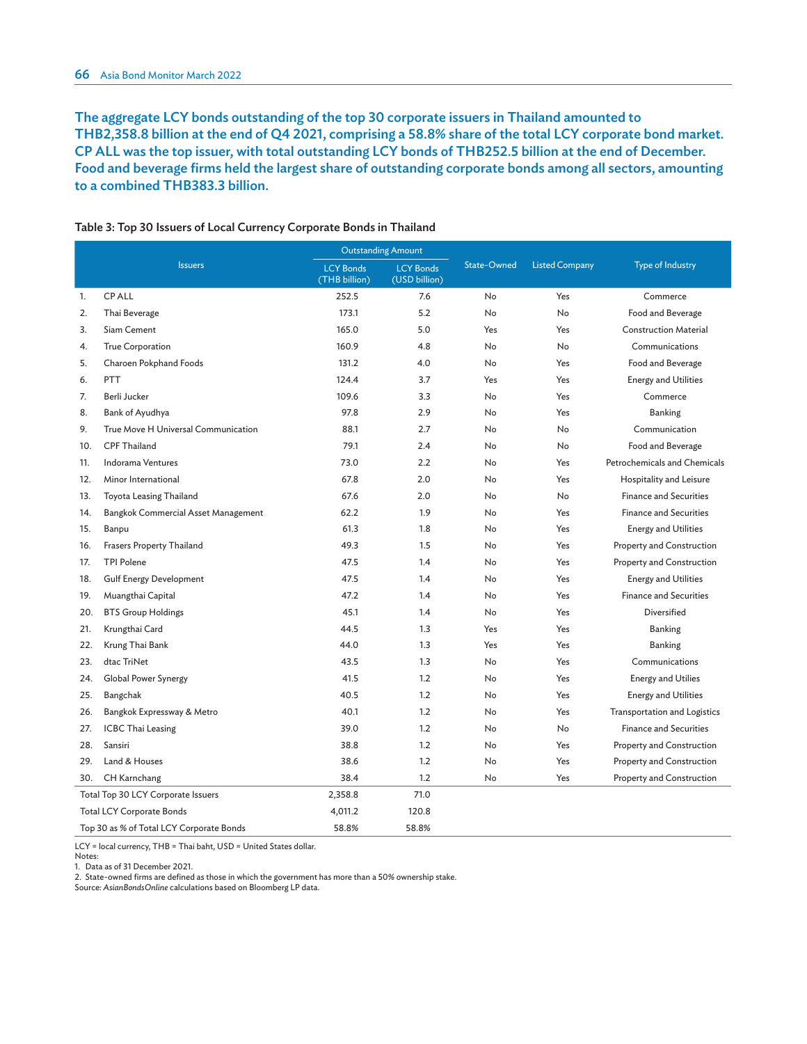**The aggregate LCY bonds outstanding of the top 30 corporate issuers in Thailand amounted to THB2,358.8 billion at the end of Q4 2021, comprising a 58.8% share of the total LCY corporate bond market. CP ALL was the top issuer, with total outstanding LCY bonds of THB252.5 billion at the end of December. Food and beverage firms held the largest share of outstanding corporate bonds among all sectors, amounting to a combined THB383.3 billion.**

**Table 3: Top 30 Issuers of Local Currency Corporate Bonds in Thailand**

| | Issuers | Outstanding Amount | | State-Owned | Listed Company | Type of Industry |
|---|---|---|---|---|---|---|
| | | LCY Bonds (THB billion) | LCY Bonds (USD billion) | | | |
| 1. | CP ALL | 252.5 | 7.6 | No | Yes | Commerce |
| 2. | Thai Beverage | 173.1 | 5.2 | No | No | Food and Beverage |
| 3. | Siam Cement | 165.0 | 5.0 | Yes | Yes | Construction Material |
| 4. | True Corporation | 160.9 | 4.8 | No | No | Communications |
| 5. | Charoen Pokphand Foods | 131.2 | 4.0 | No | Yes | Food and Beverage |
| 6. | PTT | 124.4 | 3.7 | Yes | Yes | Energy and Utilities |
| 7. | Berli Jucker | 109.6 | 3.3 | No | Yes | Commerce |
| 8. | Bank of Ayudhya | 97.8 | 2.9 | No | Yes | Banking |
| 9. | True Move H Universal Communication | 88.1 | 2.7 | No | No | Communication |
| 10. | CPF Thailand | 79.1 | 2.4 | No | No | Food and Beverage |
| 11. | Indorama Ventures | 73.0 | 2.2 | No | Yes | Petrochemicals and Chemicals |
| 12. | Minor International | 67.8 | 2.0 | No | Yes | Hospitality and Leisure |
| 13. | Toyota Leasing Thailand | 67.6 | 2.0 | No | No | Finance and Securities |
| 14. | Bangkok Commercial Asset Management | 62.2 | 1.9 | No | Yes | Finance and Securities |
| 15. | Banpu | 61.3 | 1.8 | No | Yes | Energy and Utilities |
| 16. | Frasers Property Thailand | 49.3 | 1.5 | No | Yes | Property and Construction |
| 17. | TPI Polene | 47.5 | 1.4 | No | Yes | Property and Construction |
| 18. | Gulf Energy Development | 47.5 | 1.4 | No | Yes | Energy and Utilities |
| 19. | Muangthai Capital | 47.2 | 1.4 | No | Yes | Finance and Securities |
| 20. | BTS Group Holdings | 45.1 | 1.4 | No | Yes | Diversified |
| 21. | Krungthai Card | 44.5 | 1.3 | Yes | Yes | Banking |
| 22. | Krung Thai Bank | 44.0 | 1.3 | Yes | Yes | Banking |
| 23. | dtac TriNet | 43.5 | 1.3 | No | Yes | Communications |
| 24. | Global Power Synergy | 41.5 | 1.2 | No | Yes | Energy and Utilies |
| 25. | Bangchak | 40.5 | 1.2 | No | Yes | Energy and Utilities |
| 26. | Bangkok Expressway & Metro | 40.1 | 1.2 | No | Yes | Transportation and Logistics |
| 27. | ICBC Thai Leasing | 39.0 | 1.2 | No | No | Finance and Securities |
| 28. | Sansiri | 38.8 | 1.2 | No | Yes | Property and Construction |
| 29. | Land & Houses | 38.6 | 1.2 | No | Yes | Property and Construction |
| 30. | CH Karnchang | 38.4 | 1.2 | No | Yes | Property and Construction |
| Total Top 30 LCY Corporate Issuers | | 2,358.8 | 71.0 | | | |
| Total LCY Corporate Bonds | | 4,011.2 | 120.8 | | | |
| Top 30 as % of Total LCY Corporate Bonds | | 58.8% | 58.8% | | | |

LCY = local currency, THB = Thai baht, USD = United States dollar.
Notes:
1. Data as of 31 December 2021.
2. State-owned firms are defined as those in which the government has more than a 50% ownership stake.
Source: *AsianBondsOnline* calculations based on Bloomberg LP data.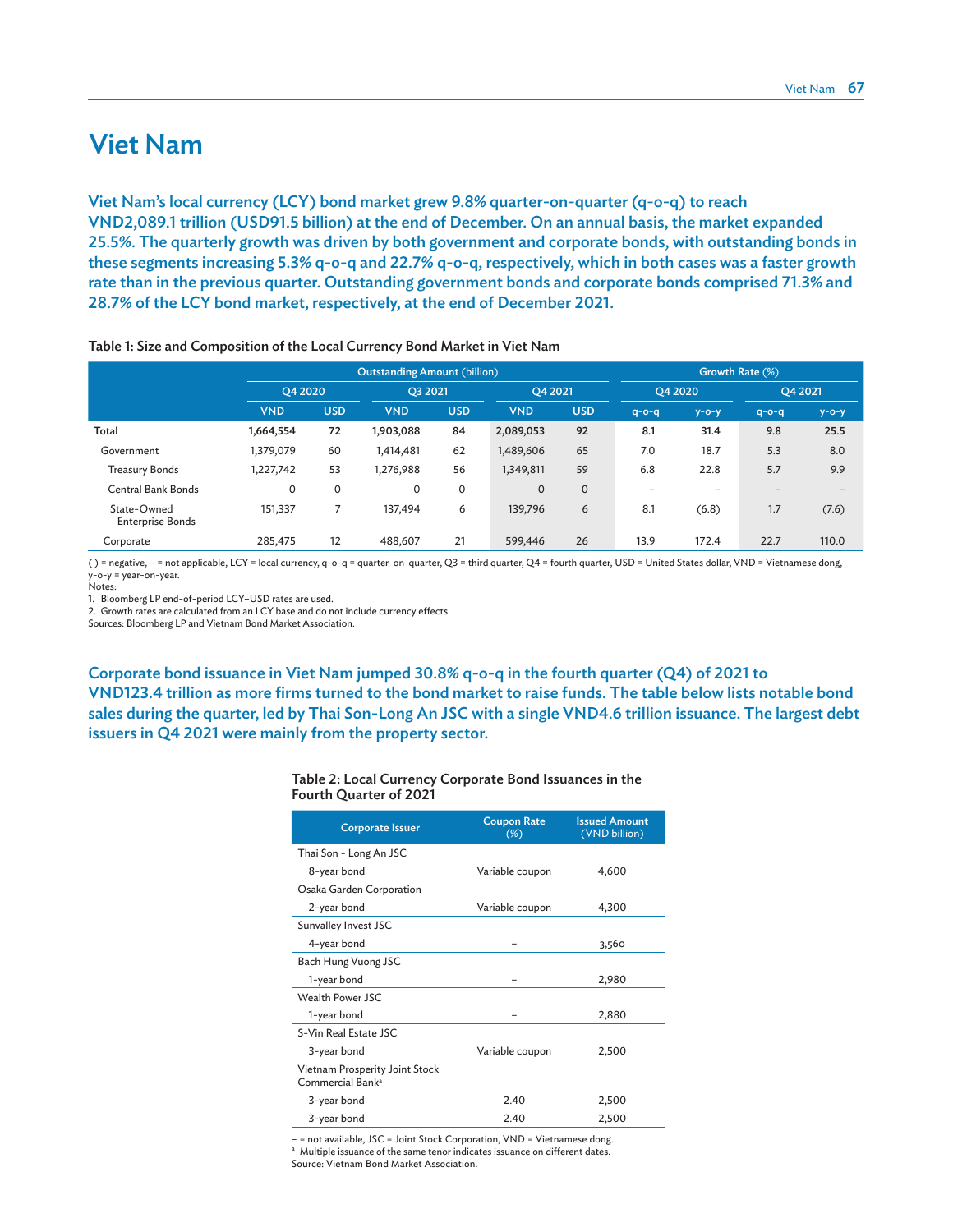# Viet Nam

**Viet Nam's local currency (LCY) bond market grew 9.8% quarter-on-quarter (q-o-q) to reach VND2,089.1 trillion (USD91.5 billion) at the end of December. On an annual basis, the market expanded 25.5%. The quarterly growth was driven by both government and corporate bonds, with outstanding bonds in these segments increasing 5.3% q-o-q and 22.7% q-o-q, respectively, which in both cases was a faster growth rate than in the previous quarter. Outstanding government bonds and corporate bonds comprised 71.3% and 28.7% of the LCY bond market, respectively, at the end of December 2021.**

**Table 1: Size and Composition of the Local Currency Bond Market in Viet Nam**

| | Outstanding Amount (billion) | | | | | | Growth Rate (%) | | | |
|---|---|---|---|---|---|---|---|---|---|---|
| | Q4 2020 | | Q3 2021 | | Q4 2021 | | Q4 2020 | | Q4 2021 | |
| | VND | USD | VND | USD | VND | USD | q-o-q | y-o-y | q-o-q | y-o-y |
| **Total** | **1,664,554** | **72** | **1,903,088** | **84** | **2,089,053** | **92** | **8.1** | **31.4** | **9.8** | **25.5** |
| Government | 1,379,079 | 60 | 1,414,481 | 62 | 1,489,606 | 65 | 7.0 | 18.7 | 5.3 | 8.0 |
| Treasury Bonds | 1,227,742 | 53 | 1,276,988 | 56 | 1,349,811 | 59 | 6.8 | 22.8 | 5.7 | 9.9 |
| Central Bank Bonds | 0 | 0 | 0 | 0 | 0 | 0 | – | – | – | – |
| State-Owned Enterprise Bonds | 151,337 | 7 | 137,494 | 6 | 139,796 | 6 | 8.1 | (6.8) | 1.7 | (7.6) |
| Corporate | 285,475 | 12 | 488,607 | 21 | 599,446 | 26 | 13.9 | 172.4 | 22.7 | 110.0 |

( ) = negative, – = not applicable, LCY = local currency, q-o-q = quarter-on-quarter, Q3 = third quarter, Q4 = fourth quarter, USD = United States dollar, VND = Vietnamese dong, y-o-y = year-on-year.
Notes:
1. Bloomberg LP end-of-period LCY–USD rates are used.
2. Growth rates are calculated from an LCY base and do not include currency effects.
Sources: Bloomberg LP and Vietnam Bond Market Association.

**Corporate bond issuance in Viet Nam jumped 30.8% q-o-q in the fourth quarter (Q4) of 2021 to VND123.4 trillion as more firms turned to the bond market to raise funds. The table below lists notable bond sales during the quarter, led by Thai Son-Long An JSC with a single VND4.6 trillion issuance. The largest debt issuers in Q4 2021 were mainly from the property sector.**

**Table 2: Local Currency Corporate Bond Issuances in the Fourth Quarter of 2021**

| Corporate Issuer | Coupon Rate (%) | Issued Amount (VND billion) |
|---|---|---|
| Thai Son - Long An JSC | | |
| 8-year bond | Variable coupon | 4,600 |
| Osaka Garden Corporation | | |
| 2-year bond | Variable coupon | 4,300 |
| Sunvalley Invest JSC | | |
| 4-year bond | – | 3,560 |
| Bach Hung Vuong JSC | | |
| 1-year bond | – | 2,980 |
| Wealth Power JSC | | |
| 1-year bond | – | 2,880 |
| S-Vin Real Estate JSC | | |
| 3-year bond | Variable coupon | 2,500 |
| Vietnam Prosperity Joint Stock Commercial Bank[a] | | |
| 3-year bond | 2.40 | 2,500 |
| 3-year bond | 2.40 | 2,500 |

– = not available, JSC = Joint Stock Corporation, VND = Vietnamese dong.
[a] Multiple issuance of the same tenor indicates issuance on different dates.
Source: Vietnam Bond Market Association.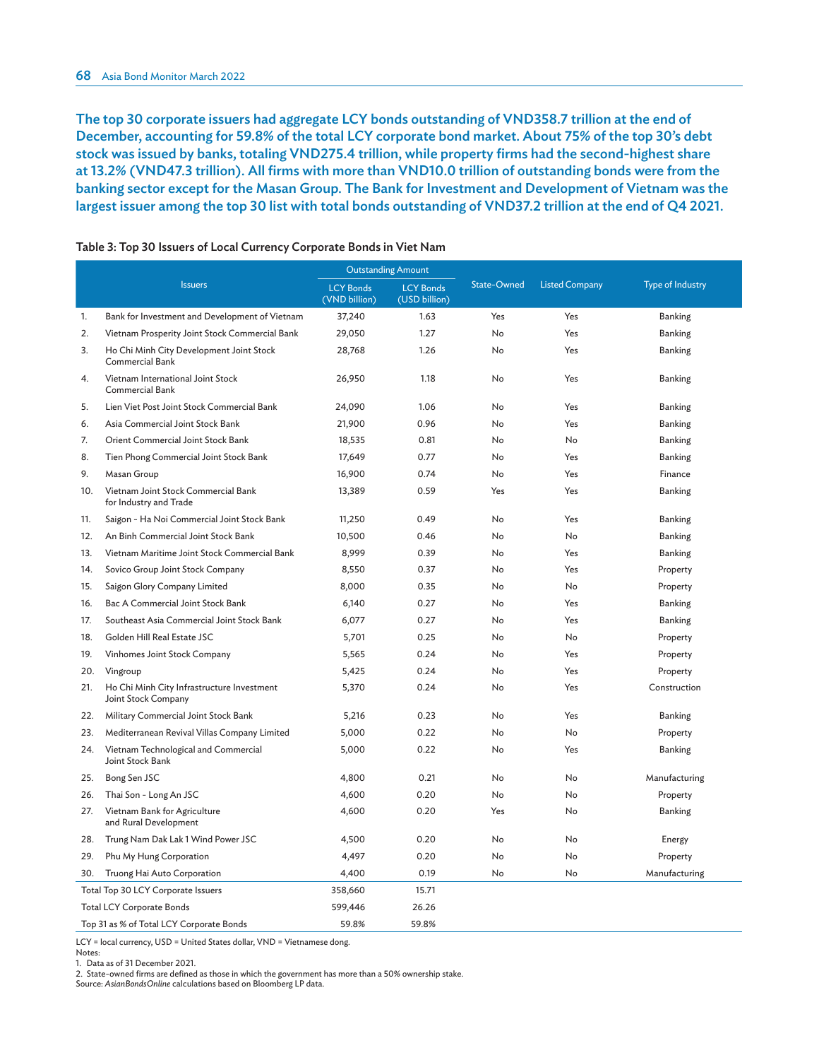**The top 30 corporate issuers had aggregate LCY bonds outstanding of VND358.7 trillion at the end of December, accounting for 59.8% of the total LCY corporate bond market. About 75% of the top 30's debt stock was issued by banks, totaling VND275.4 trillion, while property firms had the second-highest share at 13.2% (VND47.3 trillion). All firms with more than VND10.0 trillion of outstanding bonds were from the banking sector except for the Masan Group. The Bank for Investment and Development of Vietnam was the largest issuer among the top 30 list with total bonds outstanding of VND37.2 trillion at the end of Q4 2021.**

**Table 3: Top 30 Issuers of Local Currency Corporate Bonds in Viet Nam**

| | Issuers | Outstanding Amount | | State-Owned | Listed Company | Type of Industry |
|---|---|---|---|---|---|---|
| | | LCY Bonds (VND billion) | LCY Bonds (USD billion) | | | |
| 1. | Bank for Investment and Development of Vietnam | 37,240 | 1.63 | Yes | Yes | Banking |
| 2. | Vietnam Prosperity Joint Stock Commercial Bank | 29,050 | 1.27 | No | Yes | Banking |
| 3. | Ho Chi Minh City Development Joint Stock Commercial Bank | 28,768 | 1.26 | No | Yes | Banking |
| 4. | Vietnam International Joint Stock Commercial Bank | 26,950 | 1.18 | No | Yes | Banking |
| 5. | Lien Viet Post Joint Stock Commercial Bank | 24,090 | 1.06 | No | Yes | Banking |
| 6. | Asia Commercial Joint Stock Bank | 21,900 | 0.96 | No | Yes | Banking |
| 7. | Orient Commercial Joint Stock Bank | 18,535 | 0.81 | No | No | Banking |
| 8. | Tien Phong Commercial Joint Stock Bank | 17,649 | 0.77 | No | Yes | Banking |
| 9. | Masan Group | 16,900 | 0.74 | No | Yes | Finance |
| 10. | Vietnam Joint Stock Commercial Bank for Industry and Trade | 13,389 | 0.59 | Yes | Yes | Banking |
| 11. | Saigon - Ha Noi Commercial Joint Stock Bank | 11,250 | 0.49 | No | Yes | Banking |
| 12. | An Binh Commercial Joint Stock Bank | 10,500 | 0.46 | No | No | Banking |
| 13. | Vietnam Maritime Joint Stock Commercial Bank | 8,999 | 0.39 | No | Yes | Banking |
| 14. | Sovico Group Joint Stock Company | 8,550 | 0.37 | No | Yes | Property |
| 15. | Saigon Glory Company Limited | 8,000 | 0.35 | No | No | Property |
| 16. | Bac A Commercial Joint Stock Bank | 6,140 | 0.27 | No | Yes | Banking |
| 17. | Southeast Asia Commercial Joint Stock Bank | 6,077 | 0.27 | No | Yes | Banking |
| 18. | Golden Hill Real Estate JSC | 5,701 | 0.25 | No | No | Property |
| 19. | Vinhomes Joint Stock Company | 5,565 | 0.24 | No | Yes | Property |
| 20. | Vingroup | 5,425 | 0.24 | No | Yes | Property |
| 21. | Ho Chi Minh City Infrastructure Investment Joint Stock Company | 5,370 | 0.24 | No | Yes | Construction |
| 22. | Military Commercial Joint Stock Bank | 5,216 | 0.23 | No | Yes | Banking |
| 23. | Mediterranean Revival Villas Company Limited | 5,000 | 0.22 | No | No | Property |
| 24. | Vietnam Technological and Commercial Joint Stock Bank | 5,000 | 0.22 | No | Yes | Banking |
| 25. | Bong Sen JSC | 4,800 | 0.21 | No | No | Manufacturing |
| 26. | Thai Son - Long An JSC | 4,600 | 0.20 | No | No | Property |
| 27. | Vietnam Bank for Agriculture and Rural Development | 4,600 | 0.20 | Yes | No | Banking |
| 28. | Trung Nam Dak Lak 1 Wind Power JSC | 4,500 | 0.20 | No | No | Energy |
| 29. | Phu My Hung Corporation | 4,497 | 0.20 | No | No | Property |
| 30. | Truong Hai Auto Corporation | 4,400 | 0.19 | No | No | Manufacturing |
| Total Top 30 LCY Corporate Issuers | | 358,660 | 15.71 | | | |
| Total LCY Corporate Bonds | | 599,446 | 26.26 | | | |
| Top 31 as % of Total LCY Corporate Bonds | | 59.8% | 59.8% | | | |

LCY = local currency, USD = United States dollar, VND = Vietnamese dong.
Notes:
1. Data as of 31 December 2021.
2. State-owned firms are defined as those in which the government has more than a 50% ownership stake.
Source: *AsianBondsOnline* calculations based on Bloomberg LP data.